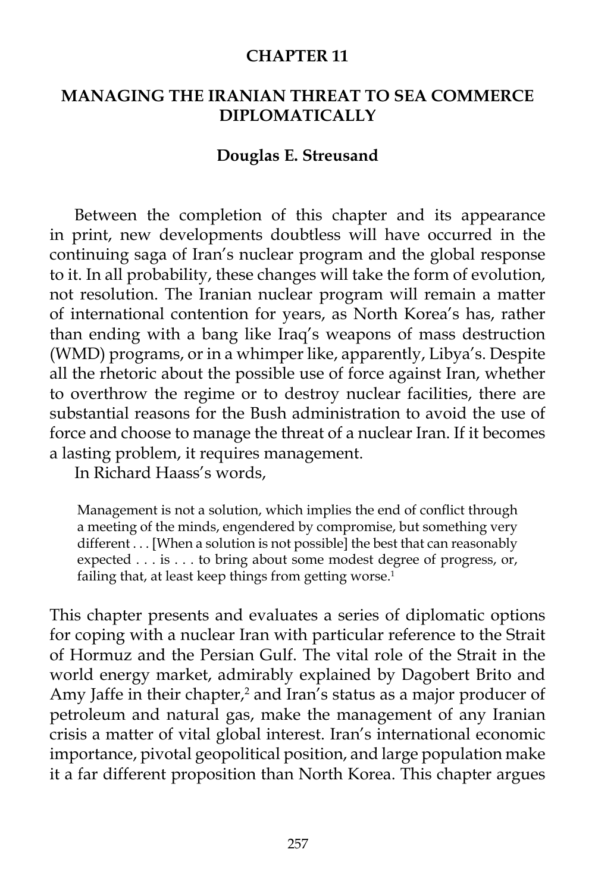# CHAPTER 11

## MANAGING THE IRANIAN THREAT TO SEA COMMERCE DIPLOMATICALLY

**Douglas E. Streusand**

Between the completion of this chapter and its appearance in print, new developments doubtless will have occurred in the continuing saga of Iran's nuclear program and the global response to it. In all probability, these changes will take the form of evolution, not resolution. The Iranian nuclear program will remain a matter of international contention for years, as North Korea's has, rather than ending with a bang like Iraq's weapons of mass destruction (WMD) programs, or in a whimper like, apparently, Libya's. Despite all the rhetoric about the possible use of force against Iran, whether to overthrow the regime or to destroy nuclear facilities, there are substantial reasons for the Bush administration to avoid the use of force and choose to manage the threat of a nuclear Iran. If it becomes a lasting problem, it requires management.

In Richard Haass's words,

> Management is not a solution, which implies the end of conflict through a meeting of the minds, engendered by compromise, but something very different . . . [When a solution is not possible] the best that can reasonably expected . . . is . . . to bring about some modest degree of progress, or, failing that, at least keep things from getting worse.[1]

This chapter presents and evaluates a series of diplomatic options for coping with a nuclear Iran with particular reference to the Strait of Hormuz and the Persian Gulf. The vital role of the Strait in the world energy market, admirably explained by Dagobert Brito and Amy Jaffe in their chapter,[2] and Iran's status as a major producer of petroleum and natural gas, make the management of any Iranian crisis a matter of vital global interest. Iran's international economic importance, pivotal geopolitical position, and large population make it a far different proposition than North Korea. This chapter argues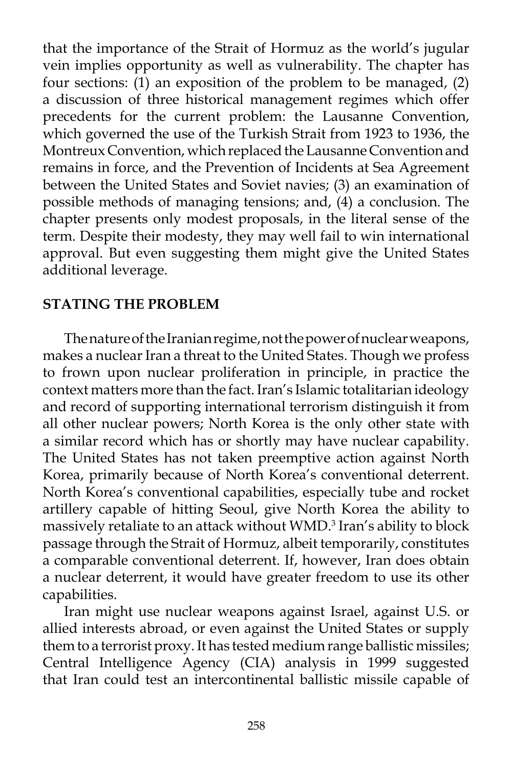that the importance of the Strait of Hormuz as the world's jugular vein implies opportunity as well as vulnerability. The chapter has four sections: (1) an exposition of the problem to be managed, (2) a discussion of three historical management regimes which offer precedents for the current problem: the Lausanne Convention, which governed the use of the Turkish Strait from 1923 to 1936, the Montreux Convention, which replaced the Lausanne Convention and remains in force, and the Prevention of Incidents at Sea Agreement between the United States and Soviet navies; (3) an examination of possible methods of managing tensions; and, (4) a conclusion. The chapter presents only modest proposals, in the literal sense of the term. Despite their modesty, they may well fail to win international approval. But even suggesting them might give the United States additional leverage.

## STATING THE PROBLEM

The nature of the Iranian regime, not the power of nuclear weapons, makes a nuclear Iran a threat to the United States. Though we profess to frown upon nuclear proliferation in principle, in practice the context matters more than the fact. Iran's Islamic totalitarian ideology and record of supporting international terrorism distinguish it from all other nuclear powers; North Korea is the only other state with a similar record which has or shortly may have nuclear capability. The United States has not taken preemptive action against North Korea, primarily because of North Korea's conventional deterrent. North Korea's conventional capabilities, especially tube and rocket artillery capable of hitting Seoul, give North Korea the ability to massively retaliate to an attack without WMD.[3] Iran's ability to block passage through the Strait of Hormuz, albeit temporarily, constitutes a comparable conventional deterrent. If, however, Iran does obtain a nuclear deterrent, it would have greater freedom to use its other capabilities.

Iran might use nuclear weapons against Israel, against U.S. or allied interests abroad, or even against the United States or supply them to a terrorist proxy. It has tested medium range ballistic missiles; Central Intelligence Agency (CIA) analysis in 1999 suggested that Iran could test an intercontinental ballistic missile capable of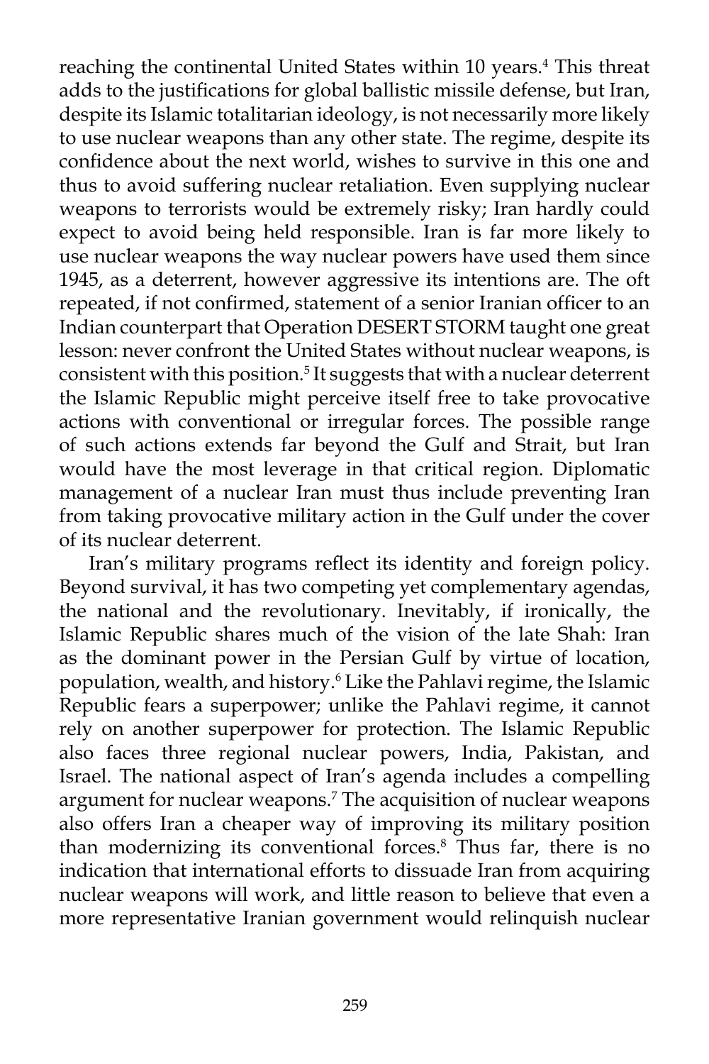reaching the continental United States within 10 years.[4] This threat adds to the justifications for global ballistic missile defense, but Iran, despite its Islamic totalitarian ideology, is not necessarily more likely to use nuclear weapons than any other state. The regime, despite its confidence about the next world, wishes to survive in this one and thus to avoid suffering nuclear retaliation. Even supplying nuclear weapons to terrorists would be extremely risky; Iran hardly could expect to avoid being held responsible. Iran is far more likely to use nuclear weapons the way nuclear powers have used them since 1945, as a deterrent, however aggressive its intentions are. The oft repeated, if not confirmed, statement of a senior Iranian officer to an Indian counterpart that Operation DESERT STORM taught one great lesson: never confront the United States without nuclear weapons, is consistent with this position.[5] It suggests that with a nuclear deterrent the Islamic Republic might perceive itself free to take provocative actions with conventional or irregular forces. The possible range of such actions extends far beyond the Gulf and Strait, but Iran would have the most leverage in that critical region. Diplomatic management of a nuclear Iran must thus include preventing Iran from taking provocative military action in the Gulf under the cover of its nuclear deterrent.

Iran's military programs reflect its identity and foreign policy. Beyond survival, it has two competing yet complementary agendas, the national and the revolutionary. Inevitably, if ironically, the Islamic Republic shares much of the vision of the late Shah: Iran as the dominant power in the Persian Gulf by virtue of location, population, wealth, and history.[6] Like the Pahlavi regime, the Islamic Republic fears a superpower; unlike the Pahlavi regime, it cannot rely on another superpower for protection. The Islamic Republic also faces three regional nuclear powers, India, Pakistan, and Israel. The national aspect of Iran's agenda includes a compelling argument for nuclear weapons.[7] The acquisition of nuclear weapons also offers Iran a cheaper way of improving its military position than modernizing its conventional forces.[8] Thus far, there is no indication that international efforts to dissuade Iran from acquiring nuclear weapons will work, and little reason to believe that even a more representative Iranian government would relinquish nuclear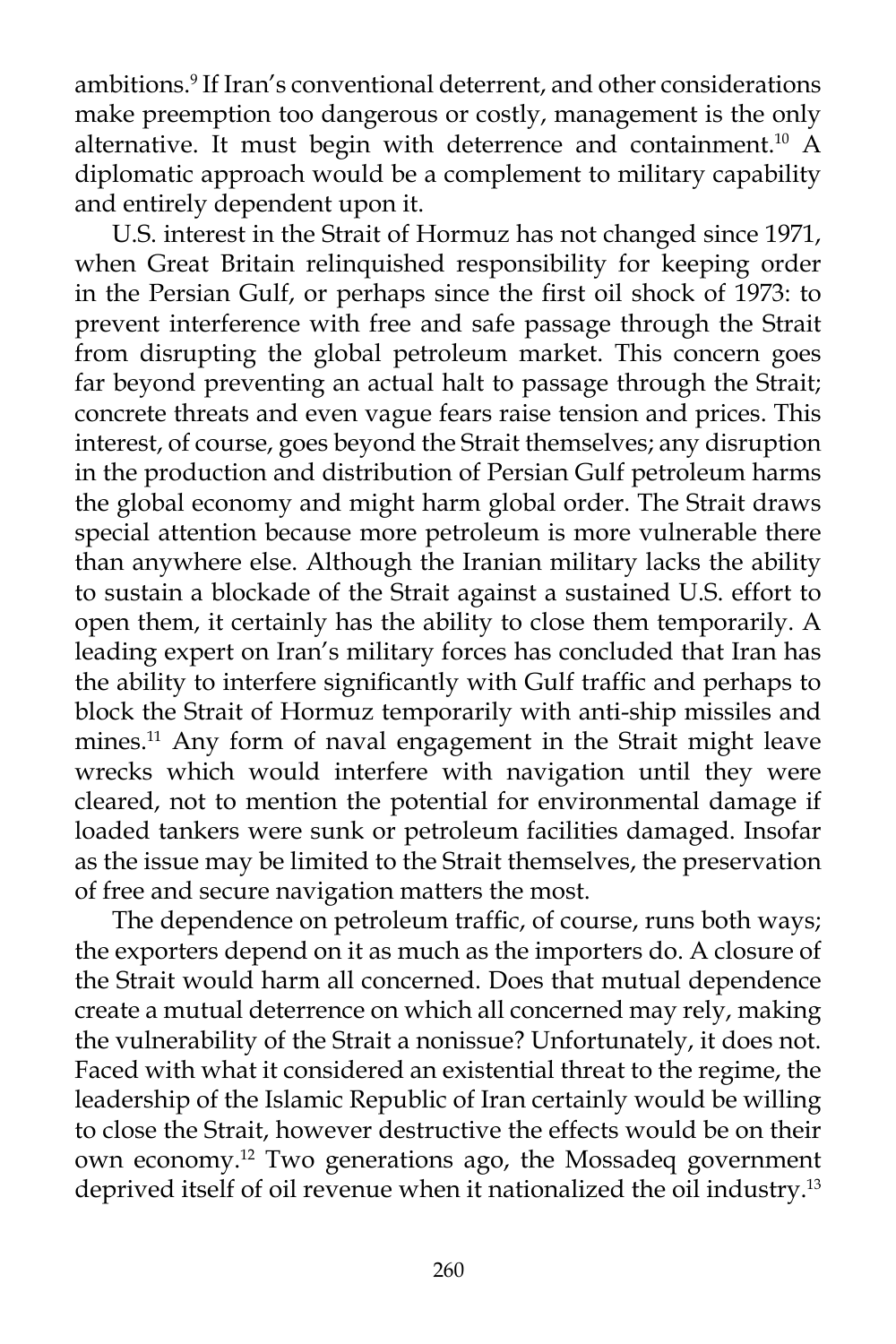ambitions.[9] If Iran's conventional deterrent, and other considerations make preemption too dangerous or costly, management is the only alternative. It must begin with deterrence and containment.[10] A diplomatic approach would be a complement to military capability and entirely dependent upon it.

U.S. interest in the Strait of Hormuz has not changed since 1971, when Great Britain relinquished responsibility for keeping order in the Persian Gulf, or perhaps since the first oil shock of 1973: to prevent interference with free and safe passage through the Strait from disrupting the global petroleum market. This concern goes far beyond preventing an actual halt to passage through the Strait; concrete threats and even vague fears raise tension and prices. This interest, of course, goes beyond the Strait themselves; any disruption in the production and distribution of Persian Gulf petroleum harms the global economy and might harm global order. The Strait draws special attention because more petroleum is more vulnerable there than anywhere else. Although the Iranian military lacks the ability to sustain a blockade of the Strait against a sustained U.S. effort to open them, it certainly has the ability to close them temporarily. A leading expert on Iran's military forces has concluded that Iran has the ability to interfere significantly with Gulf traffic and perhaps to block the Strait of Hormuz temporarily with anti-ship missiles and mines.[11] Any form of naval engagement in the Strait might leave wrecks which would interfere with navigation until they were cleared, not to mention the potential for environmental damage if loaded tankers were sunk or petroleum facilities damaged. Insofar as the issue may be limited to the Strait themselves, the preservation of free and secure navigation matters the most.

The dependence on petroleum traffic, of course, runs both ways; the exporters depend on it as much as the importers do. A closure of the Strait would harm all concerned. Does that mutual dependence create a mutual deterrence on which all concerned may rely, making the vulnerability of the Strait a nonissue? Unfortunately, it does not. Faced with what it considered an existential threat to the regime, the leadership of the Islamic Republic of Iran certainly would be willing to close the Strait, however destructive the effects would be on their own economy.[12] Two generations ago, the Mossadeq government deprived itself of oil revenue when it nationalized the oil industry.[13]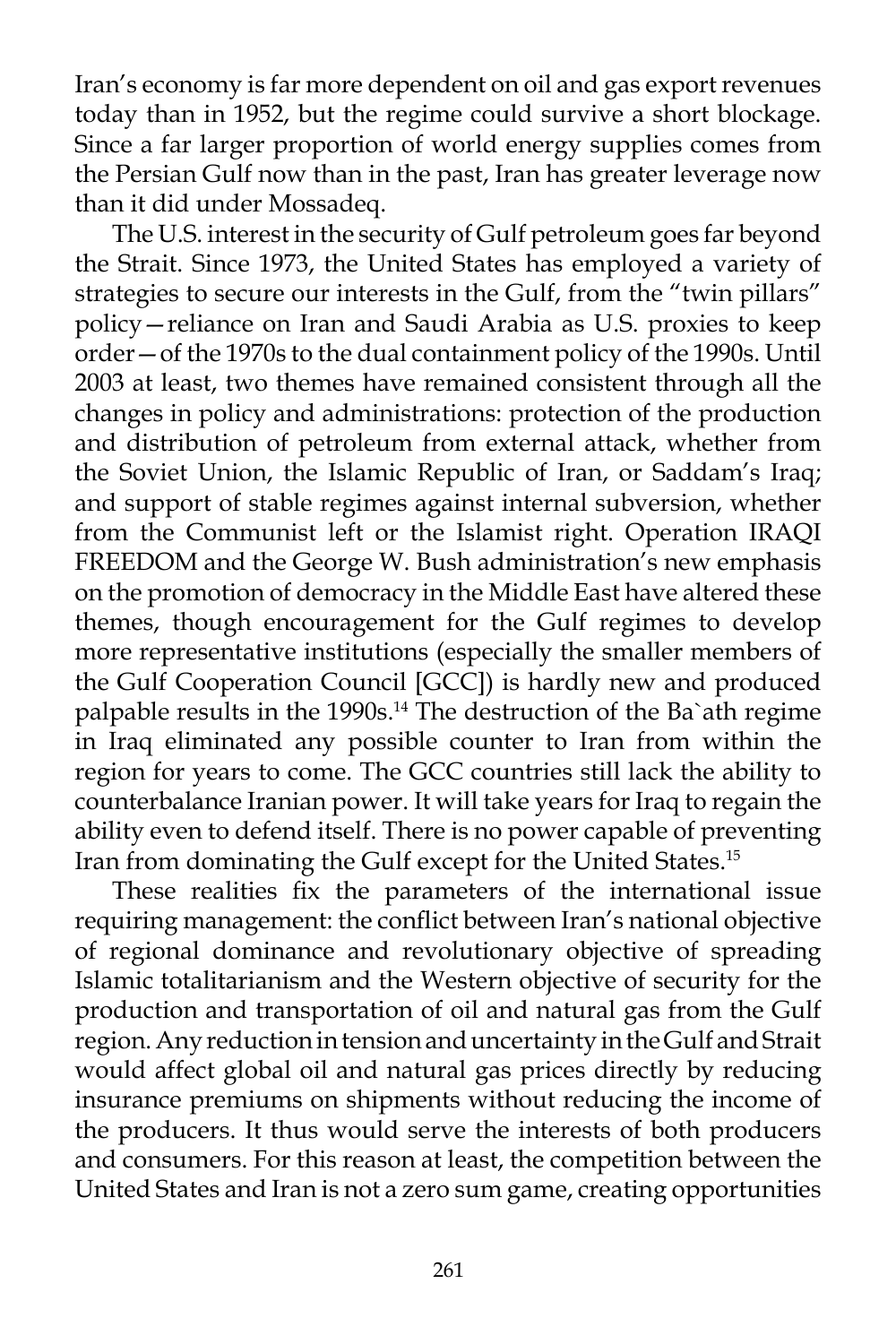Iran's economy is far more dependent on oil and gas export revenues today than in 1952, but the regime could survive a short blockage. Since a far larger proportion of world energy supplies comes from the Persian Gulf now than in the past, Iran has greater leverage now than it did under Mossadeq.

The U.S. interest in the security of Gulf petroleum goes far beyond the Strait. Since 1973, the United States has employed a variety of strategies to secure our interests in the Gulf, from the "twin pillars" policy—reliance on Iran and Saudi Arabia as U.S. proxies to keep order—of the 1970s to the dual containment policy of the 1990s. Until 2003 at least, two themes have remained consistent through all the changes in policy and administrations: protection of the production and distribution of petroleum from external attack, whether from the Soviet Union, the Islamic Republic of Iran, or Saddam's Iraq; and support of stable regimes against internal subversion, whether from the Communist left or the Islamist right. Operation IRAQI FREEDOM and the George W. Bush administration's new emphasis on the promotion of democracy in the Middle East have altered these themes, though encouragement for the Gulf regimes to develop more representative institutions (especially the smaller members of the Gulf Cooperation Council [GCC]) is hardly new and produced palpable results in the 1990s.[14] The destruction of the Ba`ath regime in Iraq eliminated any possible counter to Iran from within the region for years to come. The GCC countries still lack the ability to counterbalance Iranian power. It will take years for Iraq to regain the ability even to defend itself. There is no power capable of preventing Iran from dominating the Gulf except for the United States.[15]

These realities fix the parameters of the international issue requiring management: the conflict between Iran's national objective of regional dominance and revolutionary objective of spreading Islamic totalitarianism and the Western objective of security for the production and transportation of oil and natural gas from the Gulf region. Any reduction in tension and uncertainty in the Gulf and Strait would affect global oil and natural gas prices directly by reducing insurance premiums on shipments without reducing the income of the producers. It thus would serve the interests of both producers and consumers. For this reason at least, the competition between the United States and Iran is not a zero sum game, creating opportunities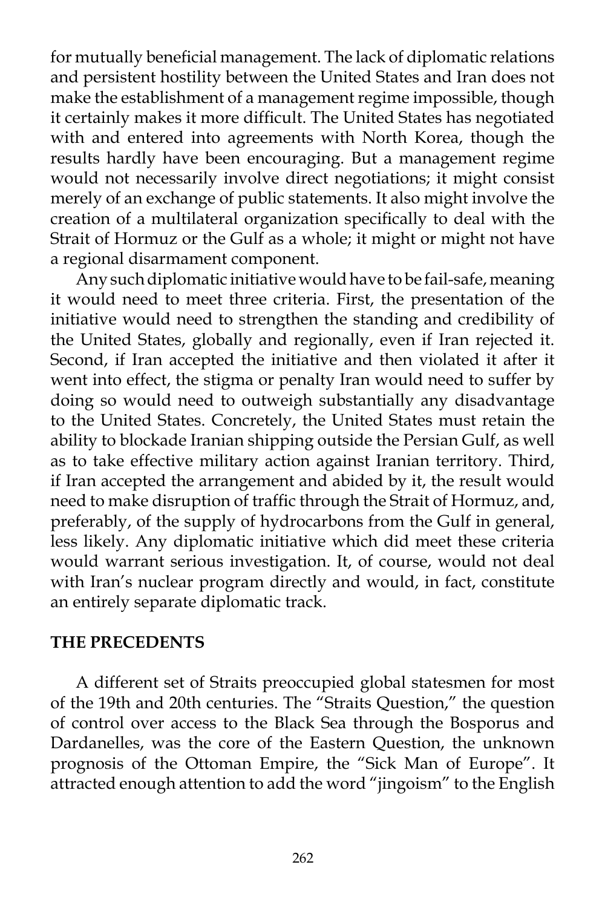for mutually beneficial management. The lack of diplomatic relations and persistent hostility between the United States and Iran does not make the establishment of a management regime impossible, though it certainly makes it more difficult. The United States has negotiated with and entered into agreements with North Korea, though the results hardly have been encouraging. But a management regime would not necessarily involve direct negotiations; it might consist merely of an exchange of public statements. It also might involve the creation of a multilateral organization specifically to deal with the Strait of Hormuz or the Gulf as a whole; it might or might not have a regional disarmament component.

Any such diplomatic initiative would have to be fail-safe, meaning it would need to meet three criteria. First, the presentation of the initiative would need to strengthen the standing and credibility of the United States, globally and regionally, even if Iran rejected it. Second, if Iran accepted the initiative and then violated it after it went into effect, the stigma or penalty Iran would need to suffer by doing so would need to outweigh substantially any disadvantage to the United States. Concretely, the United States must retain the ability to blockade Iranian shipping outside the Persian Gulf, as well as to take effective military action against Iranian territory. Third, if Iran accepted the arrangement and abided by it, the result would need to make disruption of traffic through the Strait of Hormuz, and, preferably, of the supply of hydrocarbons from the Gulf in general, less likely. Any diplomatic initiative which did meet these criteria would warrant serious investigation. It, of course, would not deal with Iran's nuclear program directly and would, in fact, constitute an entirely separate diplomatic track.

## THE PRECEDENTS

A different set of Straits preoccupied global statesmen for most of the 19th and 20th centuries. The "Straits Question," the question of control over access to the Black Sea through the Bosporus and Dardanelles, was the core of the Eastern Question, the unknown prognosis of the Ottoman Empire, the "Sick Man of Europe". It attracted enough attention to add the word "jingoism" to the English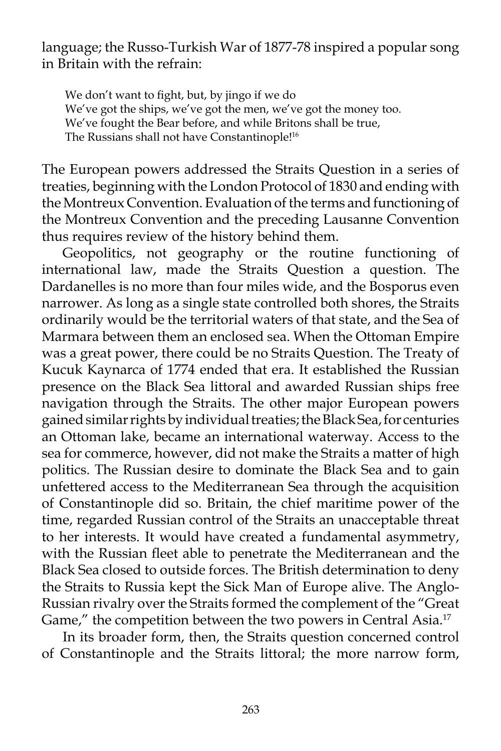language; the Russo-Turkish War of 1877-78 inspired a popular song in Britain with the refrain:

> We don't want to fight, but, by jingo if we do
> We've got the ships, we've got the men, we've got the money too.
> We've fought the Bear before, and while Britons shall be true,
> The Russians shall not have Constantinople![16]

The European powers addressed the Straits Question in a series of treaties, beginning with the London Protocol of 1830 and ending with the Montreux Convention. Evaluation of the terms and functioning of the Montreux Convention and the preceding Lausanne Convention thus requires review of the history behind them.

Geopolitics, not geography or the routine functioning of international law, made the Straits Question a question. The Dardanelles is no more than four miles wide, and the Bosporus even narrower. As long as a single state controlled both shores, the Straits ordinarily would be the territorial waters of that state, and the Sea of Marmara between them an enclosed sea. When the Ottoman Empire was a great power, there could be no Straits Question. The Treaty of Kucuk Kaynarca of 1774 ended that era. It established the Russian presence on the Black Sea littoral and awarded Russian ships free navigation through the Straits. The other major European powers gained similar rights by individual treaties; the Black Sea, for centuries an Ottoman lake, became an international waterway. Access to the sea for commerce, however, did not make the Straits a matter of high politics. The Russian desire to dominate the Black Sea and to gain unfettered access to the Mediterranean Sea through the acquisition of Constantinople did so. Britain, the chief maritime power of the time, regarded Russian control of the Straits an unacceptable threat to her interests. It would have created a fundamental asymmetry, with the Russian fleet able to penetrate the Mediterranean and the Black Sea closed to outside forces. The British determination to deny the Straits to Russia kept the Sick Man of Europe alive. The Anglo-Russian rivalry over the Straits formed the complement of the "Great Game," the competition between the two powers in Central Asia.[17]

In its broader form, then, the Straits question concerned control of Constantinople and the Straits littoral; the more narrow form,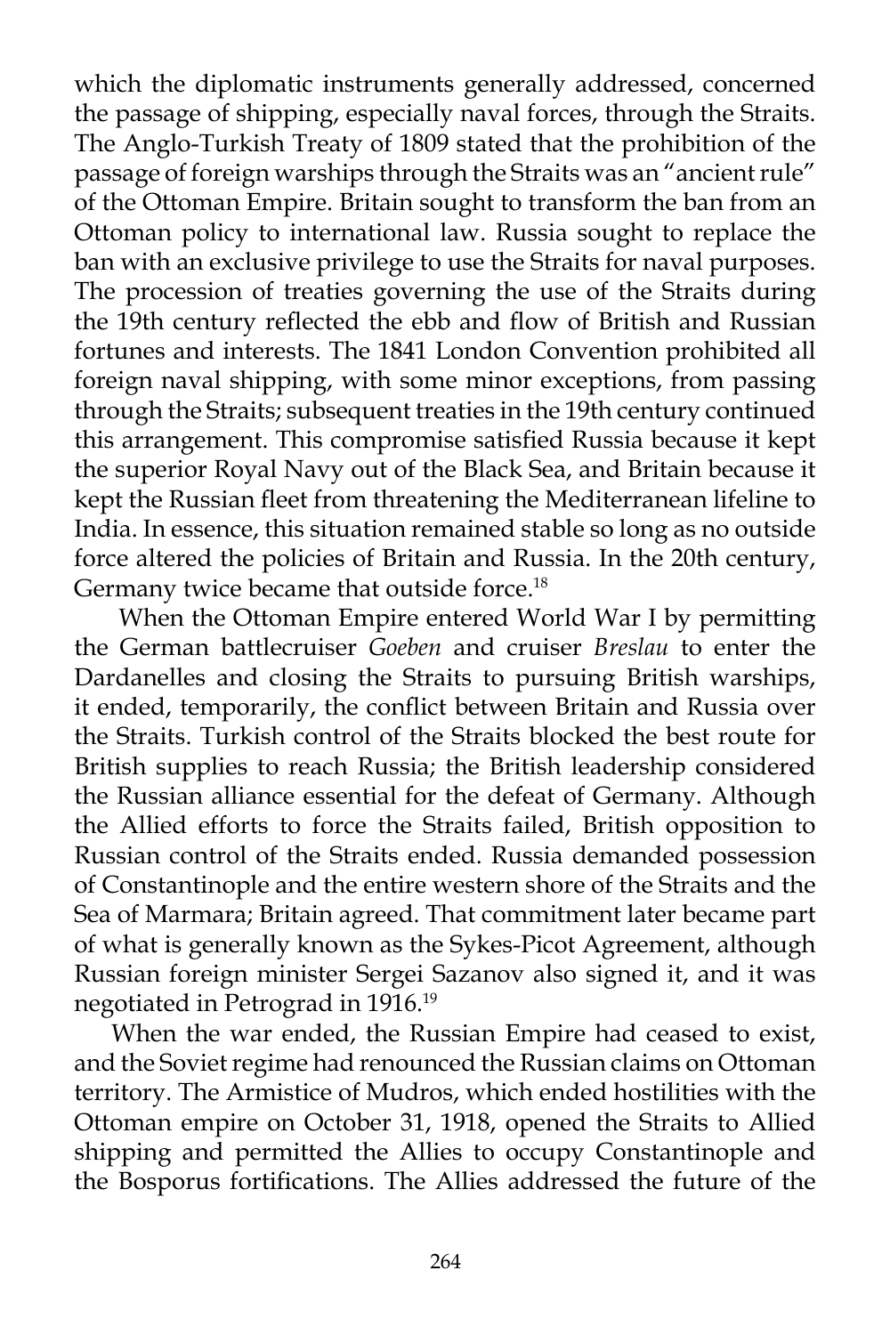which the diplomatic instruments generally addressed, concerned the passage of shipping, especially naval forces, through the Straits. The Anglo-Turkish Treaty of 1809 stated that the prohibition of the passage of foreign warships through the Straits was an "ancient rule" of the Ottoman Empire. Britain sought to transform the ban from an Ottoman policy to international law. Russia sought to replace the ban with an exclusive privilege to use the Straits for naval purposes. The procession of treaties governing the use of the Straits during the 19th century reflected the ebb and flow of British and Russian fortunes and interests. The 1841 London Convention prohibited all foreign naval shipping, with some minor exceptions, from passing through the Straits; subsequent treaties in the 19th century continued this arrangement. This compromise satisfied Russia because it kept the superior Royal Navy out of the Black Sea, and Britain because it kept the Russian fleet from threatening the Mediterranean lifeline to India. In essence, this situation remained stable so long as no outside force altered the policies of Britain and Russia. In the 20th century, Germany twice became that outside force.[18]

When the Ottoman Empire entered World War I by permitting the German battlecruiser *Goeben* and cruiser *Breslau* to enter the Dardanelles and closing the Straits to pursuing British warships, it ended, temporarily, the conflict between Britain and Russia over the Straits. Turkish control of the Straits blocked the best route for British supplies to reach Russia; the British leadership considered the Russian alliance essential for the defeat of Germany. Although the Allied efforts to force the Straits failed, British opposition to Russian control of the Straits ended. Russia demanded possession of Constantinople and the entire western shore of the Straits and the Sea of Marmara; Britain agreed. That commitment later became part of what is generally known as the Sykes-Picot Agreement, although Russian foreign minister Sergei Sazanov also signed it, and it was negotiated in Petrograd in 1916.[19]

When the war ended, the Russian Empire had ceased to exist, and the Soviet regime had renounced the Russian claims on Ottoman territory. The Armistice of Mudros, which ended hostilities with the Ottoman empire on October 31, 1918, opened the Straits to Allied shipping and permitted the Allies to occupy Constantinople and the Bosporus fortifications. The Allies addressed the future of the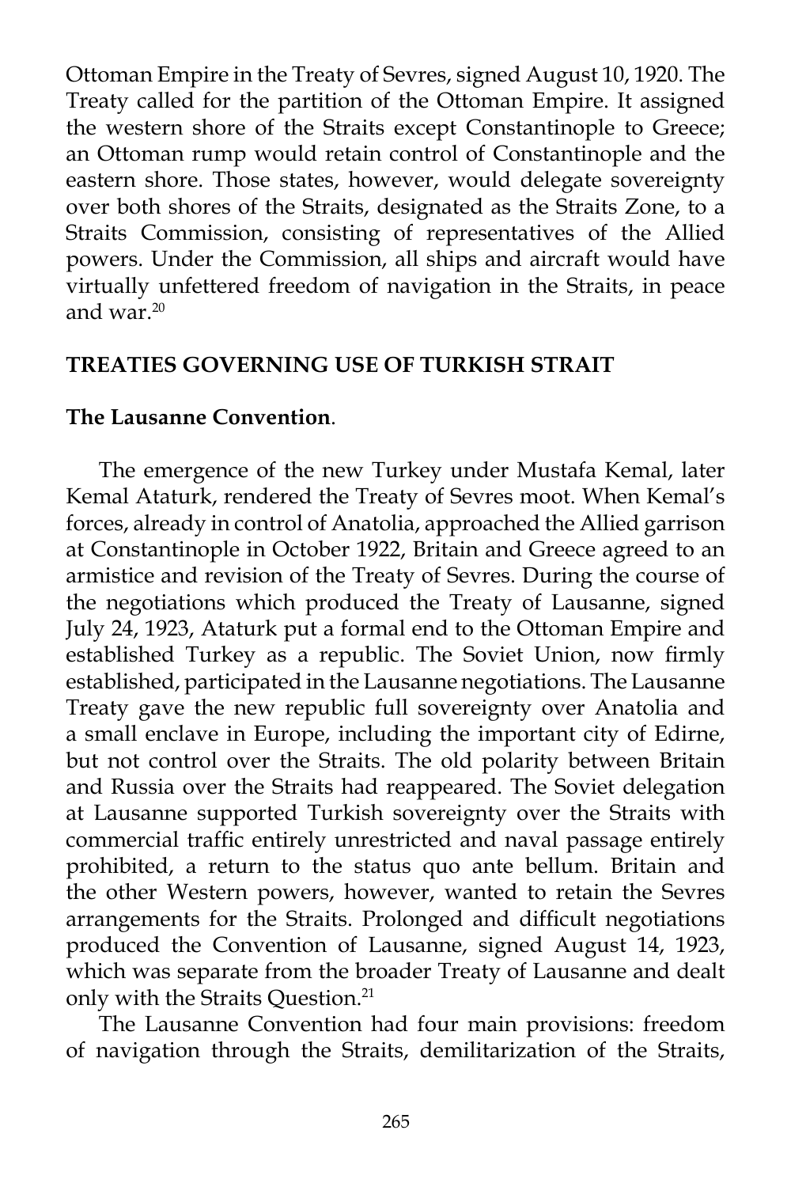Ottoman Empire in the Treaty of Sevres, signed August 10, 1920. The Treaty called for the partition of the Ottoman Empire. It assigned the western shore of the Straits except Constantinople to Greece; an Ottoman rump would retain control of Constantinople and the eastern shore. Those states, however, would delegate sovereignty over both shores of the Straits, designated as the Straits Zone, to a Straits Commission, consisting of representatives of the Allied powers. Under the Commission, all ships and aircraft would have virtually unfettered freedom of navigation in the Straits, in peace and war.[20]

## TREATIES GOVERNING USE OF TURKISH STRAIT

### The Lausanne Convention.

The emergence of the new Turkey under Mustafa Kemal, later Kemal Ataturk, rendered the Treaty of Sevres moot. When Kemal's forces, already in control of Anatolia, approached the Allied garrison at Constantinople in October 1922, Britain and Greece agreed to an armistice and revision of the Treaty of Sevres. During the course of the negotiations which produced the Treaty of Lausanne, signed July 24, 1923, Ataturk put a formal end to the Ottoman Empire and established Turkey as a republic. The Soviet Union, now firmly established, participated in the Lausanne negotiations. The Lausanne Treaty gave the new republic full sovereignty over Anatolia and a small enclave in Europe, including the important city of Edirne, but not control over the Straits. The old polarity between Britain and Russia over the Straits had reappeared. The Soviet delegation at Lausanne supported Turkish sovereignty over the Straits with commercial traffic entirely unrestricted and naval passage entirely prohibited, a return to the status quo ante bellum. Britain and the other Western powers, however, wanted to retain the Sevres arrangements for the Straits. Prolonged and difficult negotiations produced the Convention of Lausanne, signed August 14, 1923, which was separate from the broader Treaty of Lausanne and dealt only with the Straits Question.[21]

The Lausanne Convention had four main provisions: freedom of navigation through the Straits, demilitarization of the Straits,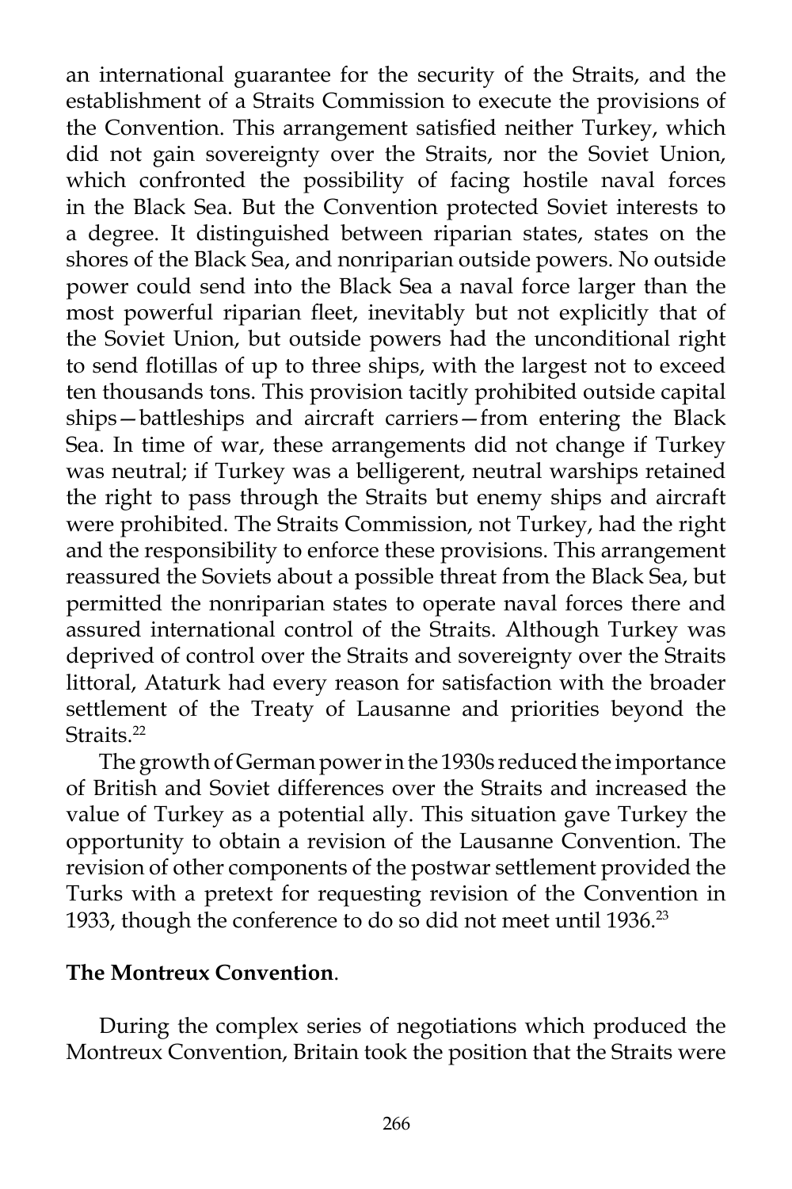an international guarantee for the security of the Straits, and the establishment of a Straits Commission to execute the provisions of the Convention. This arrangement satisfied neither Turkey, which did not gain sovereignty over the Straits, nor the Soviet Union, which confronted the possibility of facing hostile naval forces in the Black Sea. But the Convention protected Soviet interests to a degree. It distinguished between riparian states, states on the shores of the Black Sea, and nonriparian outside powers. No outside power could send into the Black Sea a naval force larger than the most powerful riparian fleet, inevitably but not explicitly that of the Soviet Union, but outside powers had the unconditional right to send flotillas of up to three ships, with the largest not to exceed ten thousands tons. This provision tacitly prohibited outside capital ships—battleships and aircraft carriers—from entering the Black Sea. In time of war, these arrangements did not change if Turkey was neutral; if Turkey was a belligerent, neutral warships retained the right to pass through the Straits but enemy ships and aircraft were prohibited. The Straits Commission, not Turkey, had the right and the responsibility to enforce these provisions. This arrangement reassured the Soviets about a possible threat from the Black Sea, but permitted the nonriparian states to operate naval forces there and assured international control of the Straits. Although Turkey was deprived of control over the Straits and sovereignty over the Straits littoral, Ataturk had every reason for satisfaction with the broader settlement of the Treaty of Lausanne and priorities beyond the Straits.[22]

The growth of German power in the 1930s reduced the importance of British and Soviet differences over the Straits and increased the value of Turkey as a potential ally. This situation gave Turkey the opportunity to obtain a revision of the Lausanne Convention. The revision of other components of the postwar settlement provided the Turks with a pretext for requesting revision of the Convention in 1933, though the conference to do so did not meet until 1936.[23]

**The Montreux Convention**.

During the complex series of negotiations which produced the Montreux Convention, Britain took the position that the Straits were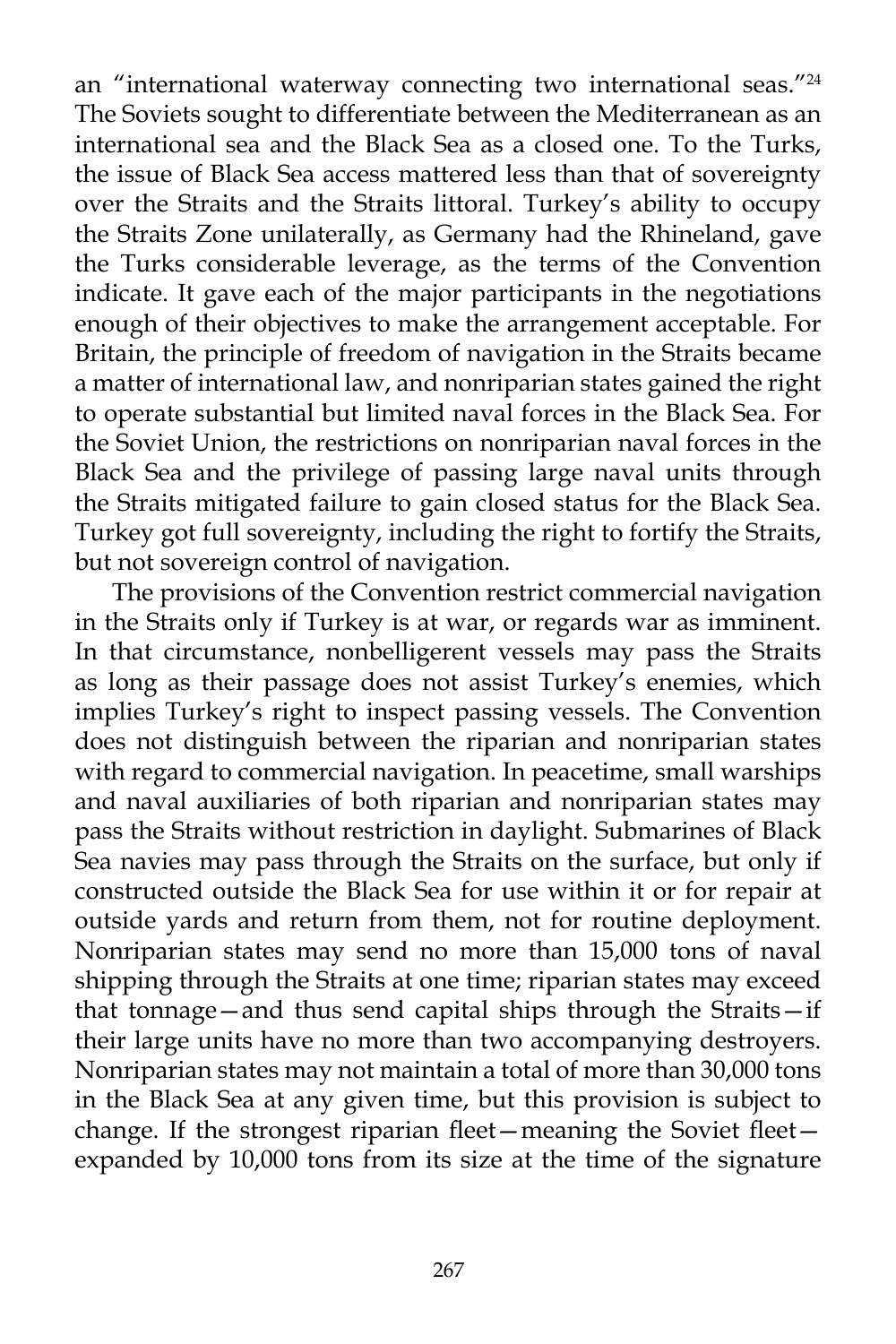an "international waterway connecting two international seas."[24] The Soviets sought to differentiate between the Mediterranean as an international sea and the Black Sea as a closed one. To the Turks, the issue of Black Sea access mattered less than that of sovereignty over the Straits and the Straits littoral. Turkey's ability to occupy the Straits Zone unilaterally, as Germany had the Rhineland, gave the Turks considerable leverage, as the terms of the Convention indicate. It gave each of the major participants in the negotiations enough of their objectives to make the arrangement acceptable. For Britain, the principle of freedom of navigation in the Straits became a matter of international law, and nonriparian states gained the right to operate substantial but limited naval forces in the Black Sea. For the Soviet Union, the restrictions on nonriparian naval forces in the Black Sea and the privilege of passing large naval units through the Straits mitigated failure to gain closed status for the Black Sea. Turkey got full sovereignty, including the right to fortify the Straits, but not sovereign control of navigation.

The provisions of the Convention restrict commercial navigation in the Straits only if Turkey is at war, or regards war as imminent. In that circumstance, nonbelligerent vessels may pass the Straits as long as their passage does not assist Turkey's enemies, which implies Turkey's right to inspect passing vessels. The Convention does not distinguish between the riparian and nonriparian states with regard to commercial navigation. In peacetime, small warships and naval auxiliaries of both riparian and nonriparian states may pass the Straits without restriction in daylight. Submarines of Black Sea navies may pass through the Straits on the surface, but only if constructed outside the Black Sea for use within it or for repair at outside yards and return from them, not for routine deployment. Nonriparian states may send no more than 15,000 tons of naval shipping through the Straits at one time; riparian states may exceed that tonnage—and thus send capital ships through the Straits—if their large units have no more than two accompanying destroyers. Nonriparian states may not maintain a total of more than 30,000 tons in the Black Sea at any given time, but this provision is subject to change. If the strongest riparian fleet—meaning the Soviet fleet—expanded by 10,000 tons from its size at the time of the signature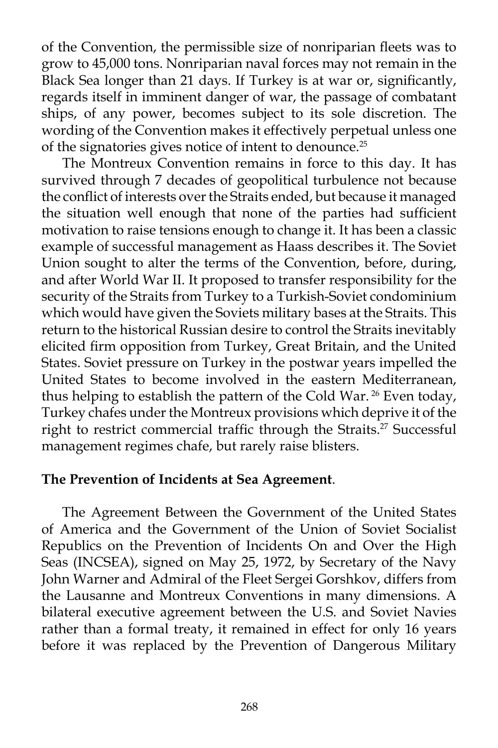of the Convention, the permissible size of nonriparian fleets was to grow to 45,000 tons. Nonriparian naval forces may not remain in the Black Sea longer than 21 days. If Turkey is at war or, significantly, regards itself in imminent danger of war, the passage of combatant ships, of any power, becomes subject to its sole discretion. The wording of the Convention makes it effectively perpetual unless one of the signatories gives notice of intent to denounce.[25]

The Montreux Convention remains in force to this day. It has survived through 7 decades of geopolitical turbulence not because the conflict of interests over the Straits ended, but because it managed the situation well enough that none of the parties had sufficient motivation to raise tensions enough to change it. It has been a classic example of successful management as Haass describes it. The Soviet Union sought to alter the terms of the Convention, before, during, and after World War II. It proposed to transfer responsibility for the security of the Straits from Turkey to a Turkish-Soviet condominium which would have given the Soviets military bases at the Straits. This return to the historical Russian desire to control the Straits inevitably elicited firm opposition from Turkey, Great Britain, and the United States. Soviet pressure on Turkey in the postwar years impelled the United States to become involved in the eastern Mediterranean, thus helping to establish the pattern of the Cold War.[26] Even today, Turkey chafes under the Montreux provisions which deprive it of the right to restrict commercial traffic through the Straits.[27] Successful management regimes chafe, but rarely raise blisters.

**The Prevention of Incidents at Sea Agreement**.

The Agreement Between the Government of the United States of America and the Government of the Union of Soviet Socialist Republics on the Prevention of Incidents On and Over the High Seas (INCSEA), signed on May 25, 1972, by Secretary of the Navy John Warner and Admiral of the Fleet Sergei Gorshkov, differs from the Lausanne and Montreux Conventions in many dimensions. A bilateral executive agreement between the U.S. and Soviet Navies rather than a formal treaty, it remained in effect for only 16 years before it was replaced by the Prevention of Dangerous Military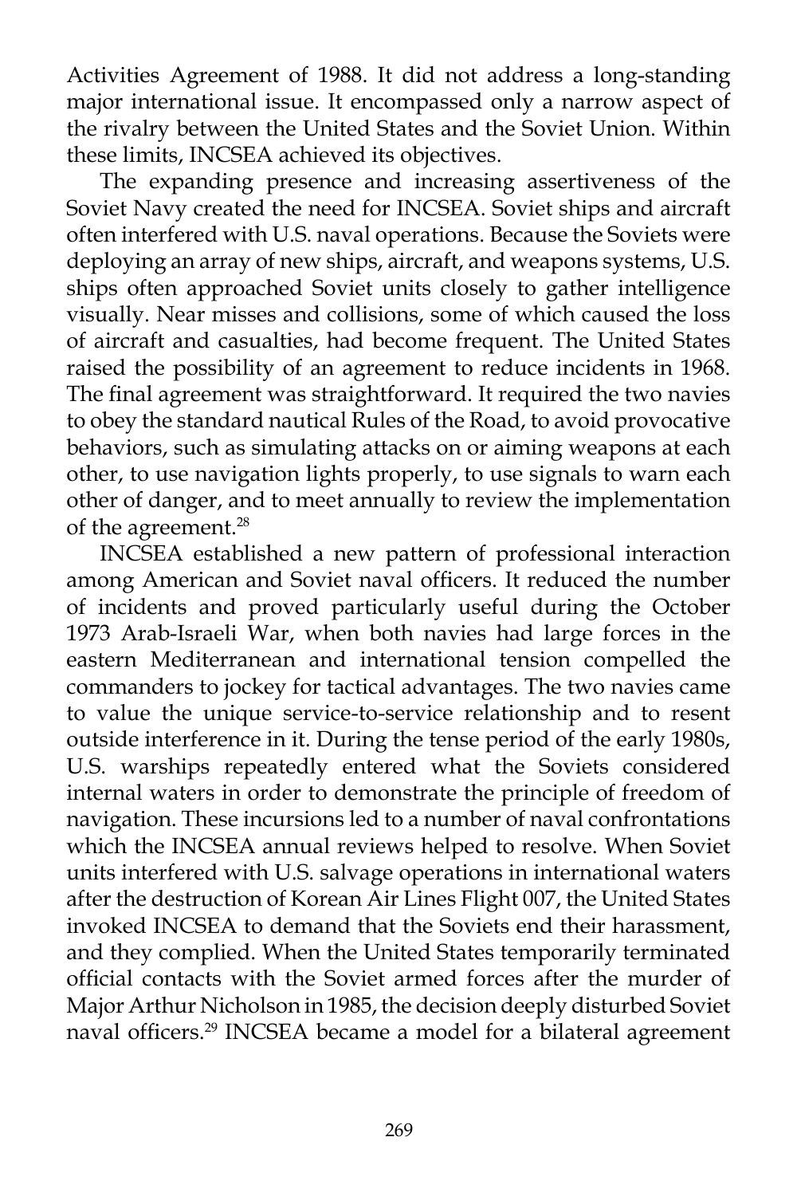Activities Agreement of 1988. It did not address a long-standing major international issue. It encompassed only a narrow aspect of the rivalry between the United States and the Soviet Union. Within these limits, INCSEA achieved its objectives.

The expanding presence and increasing assertiveness of the Soviet Navy created the need for INCSEA. Soviet ships and aircraft often interfered with U.S. naval operations. Because the Soviets were deploying an array of new ships, aircraft, and weapons systems, U.S. ships often approached Soviet units closely to gather intelligence visually. Near misses and collisions, some of which caused the loss of aircraft and casualties, had become frequent. The United States raised the possibility of an agreement to reduce incidents in 1968. The final agreement was straightforward. It required the two navies to obey the standard nautical Rules of the Road, to avoid provocative behaviors, such as simulating attacks on or aiming weapons at each other, to use navigation lights properly, to use signals to warn each other of danger, and to meet annually to review the implementation of the agreement.[28]

INCSEA established a new pattern of professional interaction among American and Soviet naval officers. It reduced the number of incidents and proved particularly useful during the October 1973 Arab-Israeli War, when both navies had large forces in the eastern Mediterranean and international tension compelled the commanders to jockey for tactical advantages. The two navies came to value the unique service-to-service relationship and to resent outside interference in it. During the tense period of the early 1980s, U.S. warships repeatedly entered what the Soviets considered internal waters in order to demonstrate the principle of freedom of navigation. These incursions led to a number of naval confrontations which the INCSEA annual reviews helped to resolve. When Soviet units interfered with U.S. salvage operations in international waters after the destruction of Korean Air Lines Flight 007, the United States invoked INCSEA to demand that the Soviets end their harassment, and they complied. When the United States temporarily terminated official contacts with the Soviet armed forces after the murder of Major Arthur Nicholson in 1985, the decision deeply disturbed Soviet naval officers.[29] INCSEA became a model for a bilateral agreement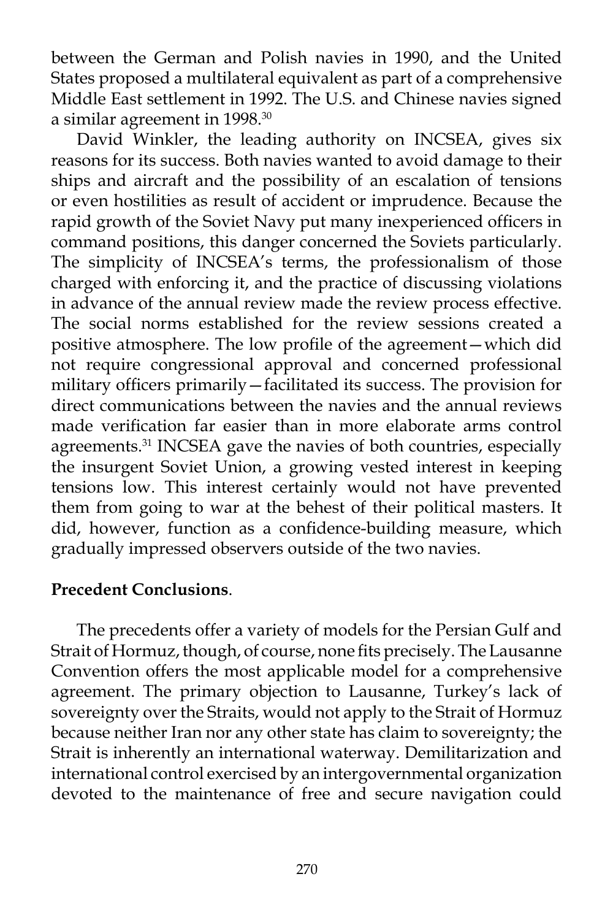between the German and Polish navies in 1990, and the United States proposed a multilateral equivalent as part of a comprehensive Middle East settlement in 1992. The U.S. and Chinese navies signed a similar agreement in 1998.[30]

David Winkler, the leading authority on INCSEA, gives six reasons for its success. Both navies wanted to avoid damage to their ships and aircraft and the possibility of an escalation of tensions or even hostilities as result of accident or imprudence. Because the rapid growth of the Soviet Navy put many inexperienced officers in command positions, this danger concerned the Soviets particularly. The simplicity of INCSEA's terms, the professionalism of those charged with enforcing it, and the practice of discussing violations in advance of the annual review made the review process effective. The social norms established for the review sessions created a positive atmosphere. The low profile of the agreement—which did not require congressional approval and concerned professional military officers primarily—facilitated its success. The provision for direct communications between the navies and the annual reviews made verification far easier than in more elaborate arms control agreements.[31] INCSEA gave the navies of both countries, especially the insurgent Soviet Union, a growing vested interest in keeping tensions low. This interest certainly would not have prevented them from going to war at the behest of their political masters. It did, however, function as a confidence-building measure, which gradually impressed observers outside of the two navies.

**Precedent Conclusions**.

The precedents offer a variety of models for the Persian Gulf and Strait of Hormuz, though, of course, none fits precisely. The Lausanne Convention offers the most applicable model for a comprehensive agreement. The primary objection to Lausanne, Turkey's lack of sovereignty over the Straits, would not apply to the Strait of Hormuz because neither Iran nor any other state has claim to sovereignty; the Strait is inherently an international waterway. Demilitarization and international control exercised by an intergovernmental organization devoted to the maintenance of free and secure navigation could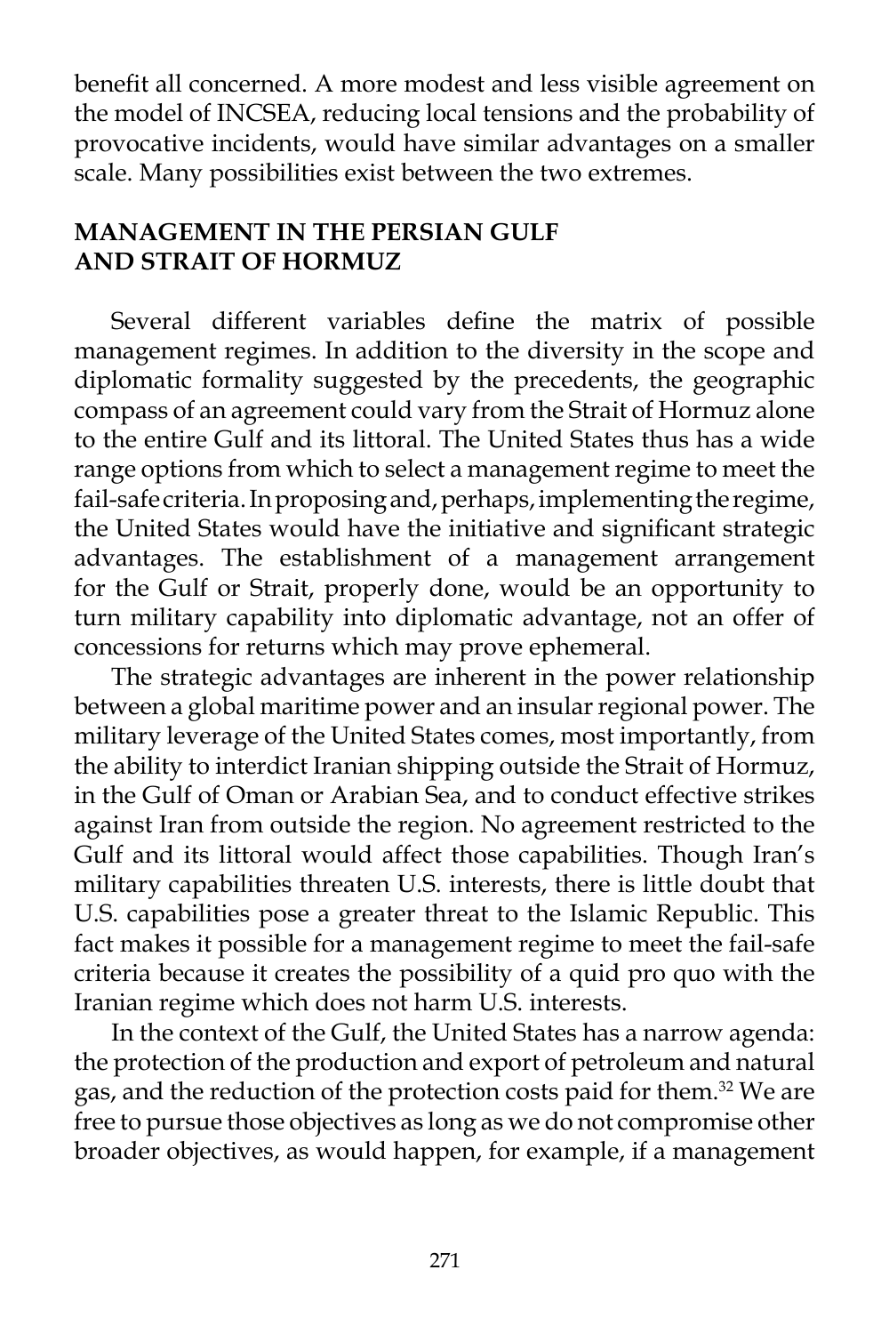benefit all concerned. A more modest and less visible agreement on the model of INCSEA, reducing local tensions and the probability of provocative incidents, would have similar advantages on a smaller scale. Many possibilities exist between the two extremes.

## MANAGEMENT IN THE PERSIAN GULF AND STRAIT OF HORMUZ

Several different variables define the matrix of possible management regimes. In addition to the diversity in the scope and diplomatic formality suggested by the precedents, the geographic compass of an agreement could vary from the Strait of Hormuz alone to the entire Gulf and its littoral. The United States thus has a wide range options from which to select a management regime to meet the fail-safe criteria. In proposing and, perhaps, implementing the regime, the United States would have the initiative and significant strategic advantages. The establishment of a management arrangement for the Gulf or Strait, properly done, would be an opportunity to turn military capability into diplomatic advantage, not an offer of concessions for returns which may prove ephemeral.

The strategic advantages are inherent in the power relationship between a global maritime power and an insular regional power. The military leverage of the United States comes, most importantly, from the ability to interdict Iranian shipping outside the Strait of Hormuz, in the Gulf of Oman or Arabian Sea, and to conduct effective strikes against Iran from outside the region. No agreement restricted to the Gulf and its littoral would affect those capabilities. Though Iran's military capabilities threaten U.S. interests, there is little doubt that U.S. capabilities pose a greater threat to the Islamic Republic. This fact makes it possible for a management regime to meet the fail-safe criteria because it creates the possibility of a quid pro quo with the Iranian regime which does not harm U.S. interests.

In the context of the Gulf, the United States has a narrow agenda: the protection of the production and export of petroleum and natural gas, and the reduction of the protection costs paid for them.[32] We are free to pursue those objectives as long as we do not compromise other broader objectives, as would happen, for example, if a management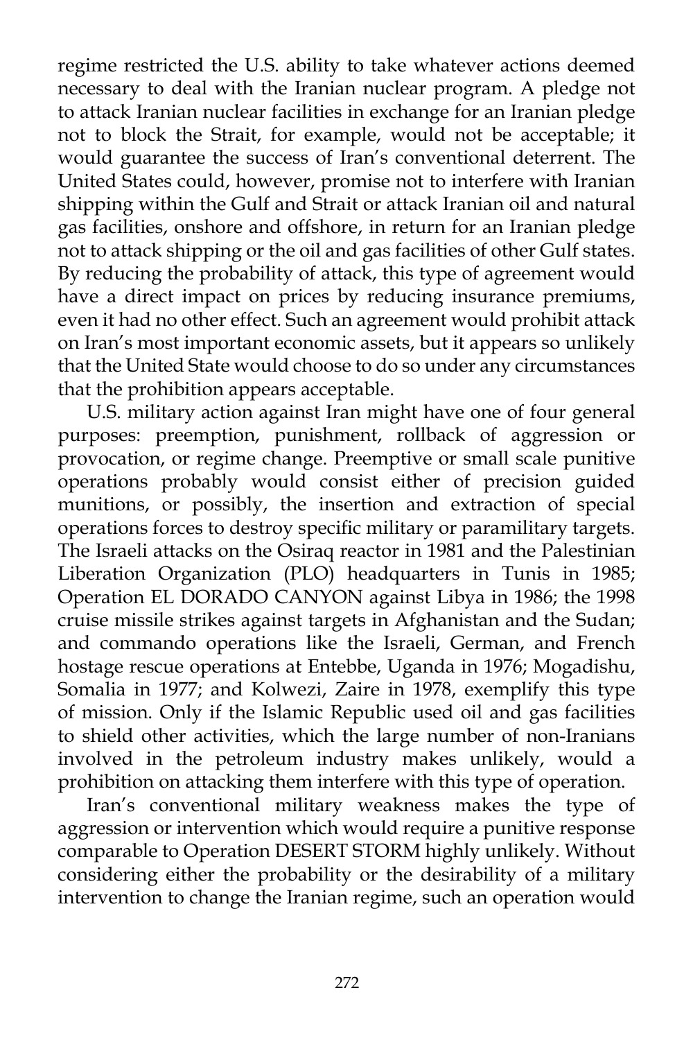regime restricted the U.S. ability to take whatever actions deemed necessary to deal with the Iranian nuclear program. A pledge not to attack Iranian nuclear facilities in exchange for an Iranian pledge not to block the Strait, for example, would not be acceptable; it would guarantee the success of Iran's conventional deterrent. The United States could, however, promise not to interfere with Iranian shipping within the Gulf and Strait or attack Iranian oil and natural gas facilities, onshore and offshore, in return for an Iranian pledge not to attack shipping or the oil and gas facilities of other Gulf states. By reducing the probability of attack, this type of agreement would have a direct impact on prices by reducing insurance premiums, even it had no other effect. Such an agreement would prohibit attack on Iran's most important economic assets, but it appears so unlikely that the United State would choose to do so under any circumstances that the prohibition appears acceptable.

U.S. military action against Iran might have one of four general purposes: preemption, punishment, rollback of aggression or provocation, or regime change. Preemptive or small scale punitive operations probably would consist either of precision guided munitions, or possibly, the insertion and extraction of special operations forces to destroy specific military or paramilitary targets. The Israeli attacks on the Osiraq reactor in 1981 and the Palestinian Liberation Organization (PLO) headquarters in Tunis in 1985; Operation EL DORADO CANYON against Libya in 1986; the 1998 cruise missile strikes against targets in Afghanistan and the Sudan; and commando operations like the Israeli, German, and French hostage rescue operations at Entebbe, Uganda in 1976; Mogadishu, Somalia in 1977; and Kolwezi, Zaire in 1978, exemplify this type of mission. Only if the Islamic Republic used oil and gas facilities to shield other activities, which the large number of non-Iranians involved in the petroleum industry makes unlikely, would a prohibition on attacking them interfere with this type of operation.

Iran's conventional military weakness makes the type of aggression or intervention which would require a punitive response comparable to Operation DESERT STORM highly unlikely. Without considering either the probability or the desirability of a military intervention to change the Iranian regime, such an operation would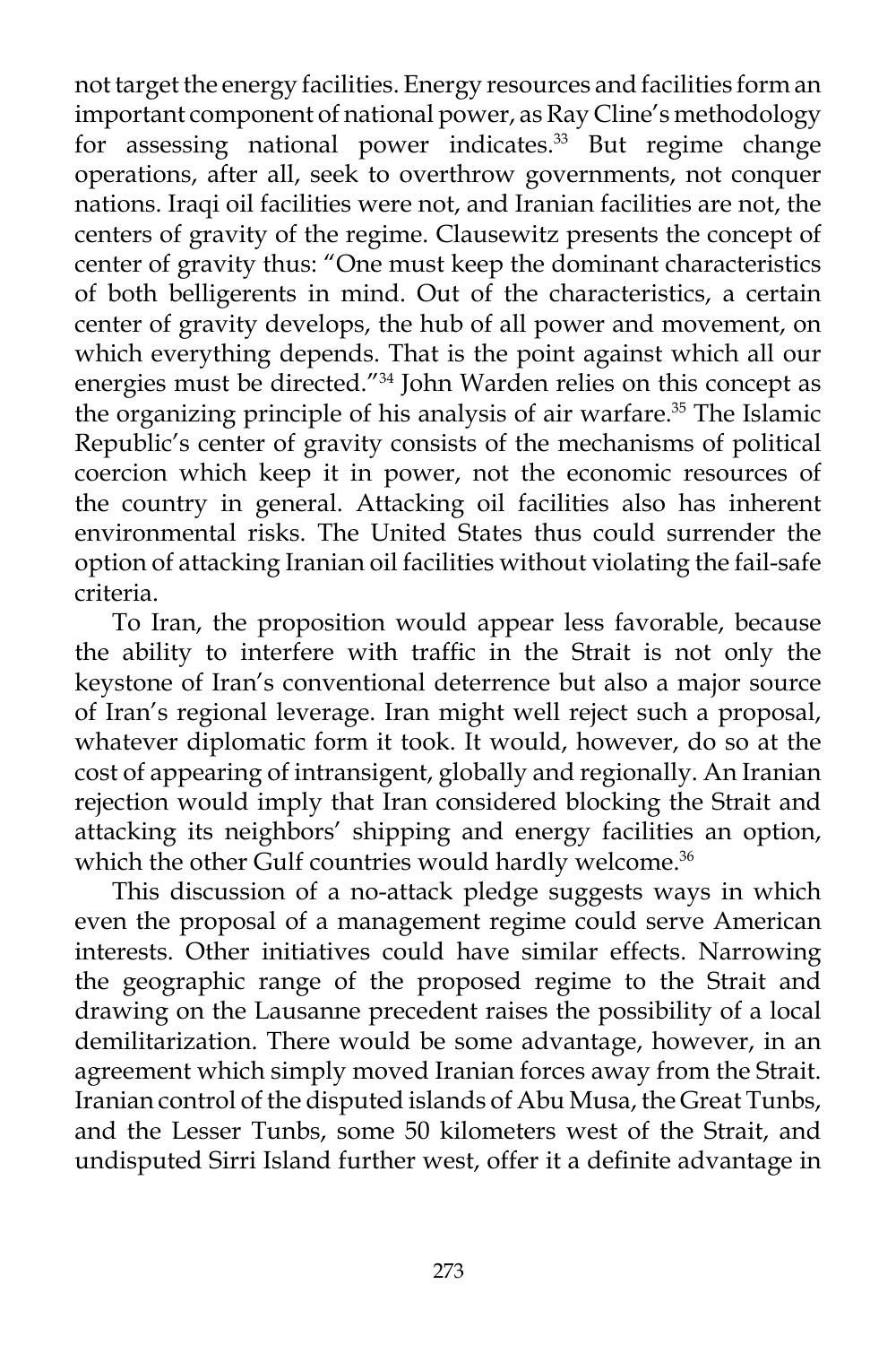not target the energy facilities. Energy resources and facilities form an important component of national power, as Ray Cline's methodology for assessing national power indicates.[33] But regime change operations, after all, seek to overthrow governments, not conquer nations. Iraqi oil facilities were not, and Iranian facilities are not, the centers of gravity of the regime. Clausewitz presents the concept of center of gravity thus: "One must keep the dominant characteristics of both belligerents in mind. Out of the characteristics, a certain center of gravity develops, the hub of all power and movement, on which everything depends. That is the point against which all our energies must be directed."[34] John Warden relies on this concept as the organizing principle of his analysis of air warfare.[35] The Islamic Republic's center of gravity consists of the mechanisms of political coercion which keep it in power, not the economic resources of the country in general. Attacking oil facilities also has inherent environmental risks. The United States thus could surrender the option of attacking Iranian oil facilities without violating the fail-safe criteria.

To Iran, the proposition would appear less favorable, because the ability to interfere with traffic in the Strait is not only the keystone of Iran's conventional deterrence but also a major source of Iran's regional leverage. Iran might well reject such a proposal, whatever diplomatic form it took. It would, however, do so at the cost of appearing of intransigent, globally and regionally. An Iranian rejection would imply that Iran considered blocking the Strait and attacking its neighbors' shipping and energy facilities an option, which the other Gulf countries would hardly welcome.[36]

This discussion of a no-attack pledge suggests ways in which even the proposal of a management regime could serve American interests. Other initiatives could have similar effects. Narrowing the geographic range of the proposed regime to the Strait and drawing on the Lausanne precedent raises the possibility of a local demilitarization. There would be some advantage, however, in an agreement which simply moved Iranian forces away from the Strait. Iranian control of the disputed islands of Abu Musa, the Great Tunbs, and the Lesser Tunbs, some 50 kilometers west of the Strait, and undisputed Sirri Island further west, offer it a definite advantage in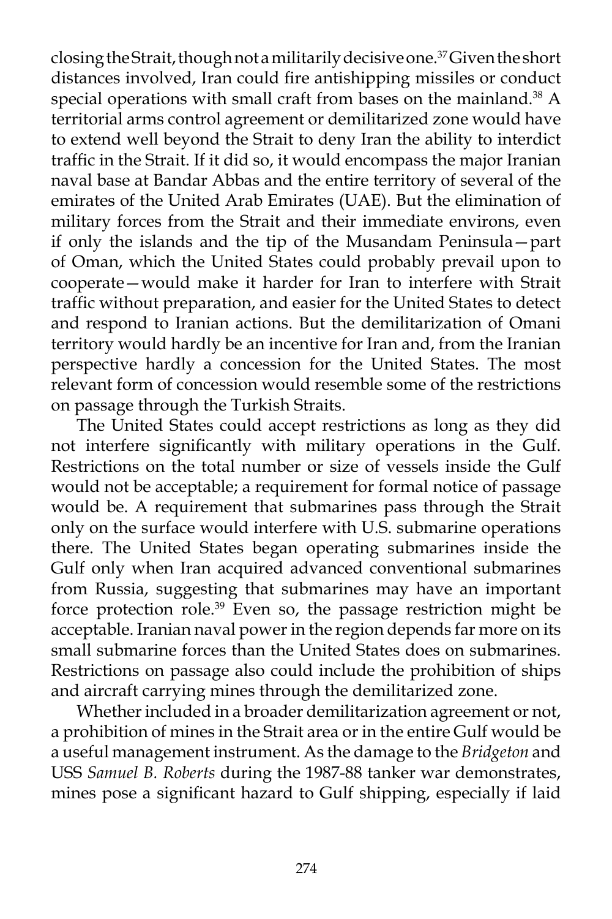closing the Strait, though not a militarily decisive one.[37] Given the short distances involved, Iran could fire antishipping missiles or conduct special operations with small craft from bases on the mainland.[38] A territorial arms control agreement or demilitarized zone would have to extend well beyond the Strait to deny Iran the ability to interdict traffic in the Strait. If it did so, it would encompass the major Iranian naval base at Bandar Abbas and the entire territory of several of the emirates of the United Arab Emirates (UAE). But the elimination of military forces from the Strait and their immediate environs, even if only the islands and the tip of the Musandam Peninsula—part of Oman, which the United States could probably prevail upon to cooperate—would make it harder for Iran to interfere with Strait traffic without preparation, and easier for the United States to detect and respond to Iranian actions. But the demilitarization of Omani territory would hardly be an incentive for Iran and, from the Iranian perspective hardly a concession for the United States. The most relevant form of concession would resemble some of the restrictions on passage through the Turkish Straits.

The United States could accept restrictions as long as they did not interfere significantly with military operations in the Gulf. Restrictions on the total number or size of vessels inside the Gulf would not be acceptable; a requirement for formal notice of passage would be. A requirement that submarines pass through the Strait only on the surface would interfere with U.S. submarine operations there. The United States began operating submarines inside the Gulf only when Iran acquired advanced conventional submarines from Russia, suggesting that submarines may have an important force protection role.[39] Even so, the passage restriction might be acceptable. Iranian naval power in the region depends far more on its small submarine forces than the United States does on submarines. Restrictions on passage also could include the prohibition of ships and aircraft carrying mines through the demilitarized zone.

Whether included in a broader demilitarization agreement or not, a prohibition of mines in the Strait area or in the entire Gulf would be a useful management instrument. As the damage to the *Bridgeton* and USS *Samuel B. Roberts* during the 1987-88 tanker war demonstrates, mines pose a significant hazard to Gulf shipping, especially if laid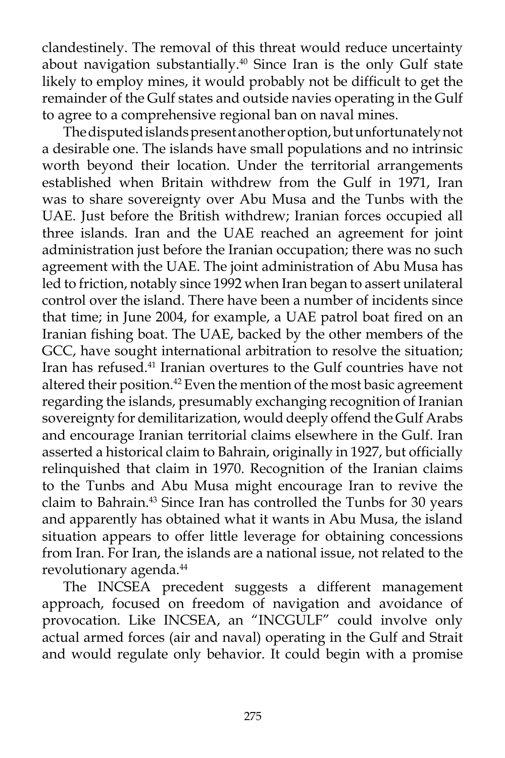clandestinely. The removal of this threat would reduce uncertainty about navigation substantially.[40] Since Iran is the only Gulf state likely to employ mines, it would probably not be difficult to get the remainder of the Gulf states and outside navies operating in the Gulf to agree to a comprehensive regional ban on naval mines.

The disputed islands present another option, but unfortunately not a desirable one. The islands have small populations and no intrinsic worth beyond their location. Under the territorial arrangements established when Britain withdrew from the Gulf in 1971, Iran was to share sovereignty over Abu Musa and the Tunbs with the UAE. Just before the British withdrew; Iranian forces occupied all three islands. Iran and the UAE reached an agreement for joint administration just before the Iranian occupation; there was no such agreement with the UAE. The joint administration of Abu Musa has led to friction, notably since 1992 when Iran began to assert unilateral control over the island. There have been a number of incidents since that time; in June 2004, for example, a UAE patrol boat fired on an Iranian fishing boat. The UAE, backed by the other members of the GCC, have sought international arbitration to resolve the situation; Iran has refused.[41] Iranian overtures to the Gulf countries have not altered their position.[42] Even the mention of the most basic agreement regarding the islands, presumably exchanging recognition of Iranian sovereignty for demilitarization, would deeply offend the Gulf Arabs and encourage Iranian territorial claims elsewhere in the Gulf. Iran asserted a historical claim to Bahrain, originally in 1927, but officially relinquished that claim in 1970. Recognition of the Iranian claims to the Tunbs and Abu Musa might encourage Iran to revive the claim to Bahrain.[43] Since Iran has controlled the Tunbs for 30 years and apparently has obtained what it wants in Abu Musa, the island situation appears to offer little leverage for obtaining concessions from Iran. For Iran, the islands are a national issue, not related to the revolutionary agenda.[44]

The INCSEA precedent suggests a different management approach, focused on freedom of navigation and avoidance of provocation. Like INCSEA, an "INCGULF" could involve only actual armed forces (air and naval) operating in the Gulf and Strait and would regulate only behavior. It could begin with a promise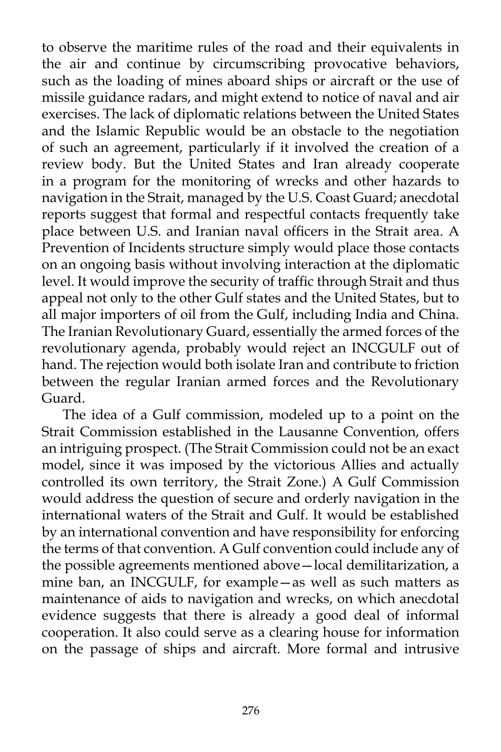to observe the maritime rules of the road and their equivalents in the air and continue by circumscribing provocative behaviors, such as the loading of mines aboard ships or aircraft or the use of missile guidance radars, and might extend to notice of naval and air exercises. The lack of diplomatic relations between the United States and the Islamic Republic would be an obstacle to the negotiation of such an agreement, particularly if it involved the creation of a review body. But the United States and Iran already cooperate in a program for the monitoring of wrecks and other hazards to navigation in the Strait, managed by the U.S. Coast Guard; anecdotal reports suggest that formal and respectful contacts frequently take place between U.S. and Iranian naval officers in the Strait area. A Prevention of Incidents structure simply would place those contacts on an ongoing basis without involving interaction at the diplomatic level. It would improve the security of traffic through Strait and thus appeal not only to the other Gulf states and the United States, but to all major importers of oil from the Gulf, including India and China. The Iranian Revolutionary Guard, essentially the armed forces of the revolutionary agenda, probably would reject an INCGULF out of hand. The rejection would both isolate Iran and contribute to friction between the regular Iranian armed forces and the Revolutionary Guard.

The idea of a Gulf commission, modeled up to a point on the Strait Commission established in the Lausanne Convention, offers an intriguing prospect. (The Strait Commission could not be an exact model, since it was imposed by the victorious Allies and actually controlled its own territory, the Strait Zone.) A Gulf Commission would address the question of secure and orderly navigation in the international waters of the Strait and Gulf. It would be established by an international convention and have responsibility for enforcing the terms of that convention. A Gulf convention could include any of the possible agreements mentioned above—local demilitarization, a mine ban, an INCGULF, for example—as well as such matters as maintenance of aids to navigation and wrecks, on which anecdotal evidence suggests that there is already a good deal of informal cooperation. It also could serve as a clearing house for information on the passage of ships and aircraft. More formal and intrusive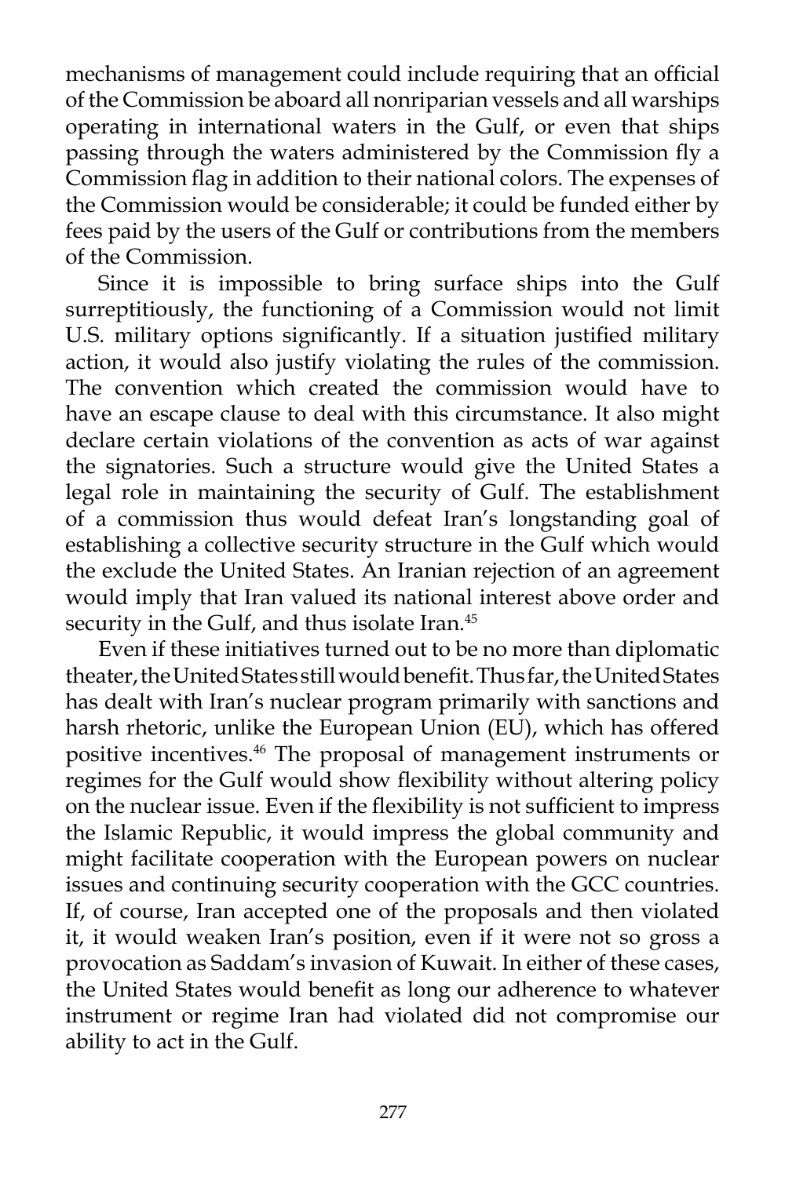mechanisms of management could include requiring that an official of the Commission be aboard all nonriparian vessels and all warships operating in international waters in the Gulf, or even that ships passing through the waters administered by the Commission fly a Commission flag in addition to their national colors. The expenses of the Commission would be considerable; it could be funded either by fees paid by the users of the Gulf or contributions from the members of the Commission.

Since it is impossible to bring surface ships into the Gulf surreptitiously, the functioning of a Commission would not limit U.S. military options significantly. If a situation justified military action, it would also justify violating the rules of the commission. The convention which created the commission would have to have an escape clause to deal with this circumstance. It also might declare certain violations of the convention as acts of war against the signatories. Such a structure would give the United States a legal role in maintaining the security of Gulf. The establishment of a commission thus would defeat Iran's longstanding goal of establishing a collective security structure in the Gulf which would the exclude the United States. An Iranian rejection of an agreement would imply that Iran valued its national interest above order and security in the Gulf, and thus isolate Iran.[45]

Even if these initiatives turned out to be no more than diplomatic theater, the United States still would benefit. Thus far, the United States has dealt with Iran's nuclear program primarily with sanctions and harsh rhetoric, unlike the European Union (EU), which has offered positive incentives.[46] The proposal of management instruments or regimes for the Gulf would show flexibility without altering policy on the nuclear issue. Even if the flexibility is not sufficient to impress the Islamic Republic, it would impress the global community and might facilitate cooperation with the European powers on nuclear issues and continuing security cooperation with the GCC countries. If, of course, Iran accepted one of the proposals and then violated it, it would weaken Iran's position, even if it were not so gross a provocation as Saddam's invasion of Kuwait. In either of these cases, the United States would benefit as long our adherence to whatever instrument or regime Iran had violated did not compromise our ability to act in the Gulf.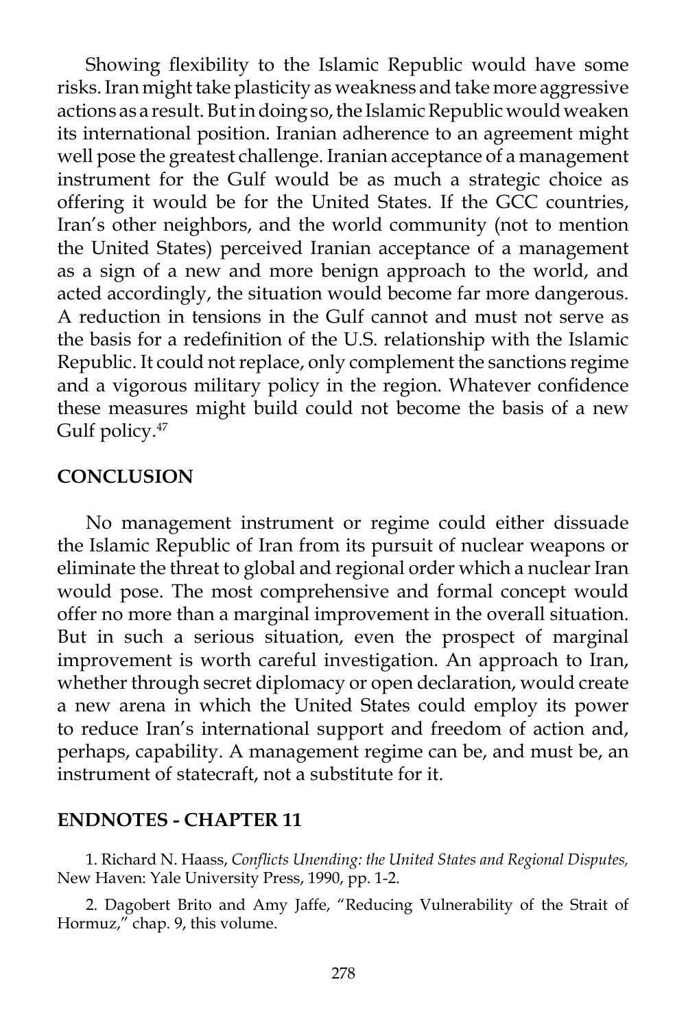Showing flexibility to the Islamic Republic would have some risks. Iran might take plasticity as weakness and take more aggressive actions as a result. But in doing so, the Islamic Republic would weaken its international position. Iranian adherence to an agreement might well pose the greatest challenge. Iranian acceptance of a management instrument for the Gulf would be as much a strategic choice as offering it would be for the United States. If the GCC countries, Iran's other neighbors, and the world community (not to mention the United States) perceived Iranian acceptance of a management as a sign of a new and more benign approach to the world, and acted accordingly, the situation would become far more dangerous. A reduction in tensions in the Gulf cannot and must not serve as the basis for a redefinition of the U.S. relationship with the Islamic Republic. It could not replace, only complement the sanctions regime and a vigorous military policy in the region. Whatever confidence these measures might build could not become the basis of a new Gulf policy.[47]

## CONCLUSION

No management instrument or regime could either dissuade the Islamic Republic of Iran from its pursuit of nuclear weapons or eliminate the threat to global and regional order which a nuclear Iran would pose. The most comprehensive and formal concept would offer no more than a marginal improvement in the overall situation. But in such a serious situation, even the prospect of marginal improvement is worth careful investigation. An approach to Iran, whether through secret diplomacy or open declaration, would create a new arena in which the United States could employ its power to reduce Iran's international support and freedom of action and, perhaps, capability. A management regime can be, and must be, an instrument of statecraft, not a substitute for it.

## ENDNOTES - CHAPTER 11

1. Richard N. Haass, *Conflicts Unending: the United States and Regional Disputes,* New Haven: Yale University Press, 1990, pp. 1-2.

2. Dagobert Brito and Amy Jaffe, "Reducing Vulnerability of the Strait of Hormuz," chap. 9, this volume.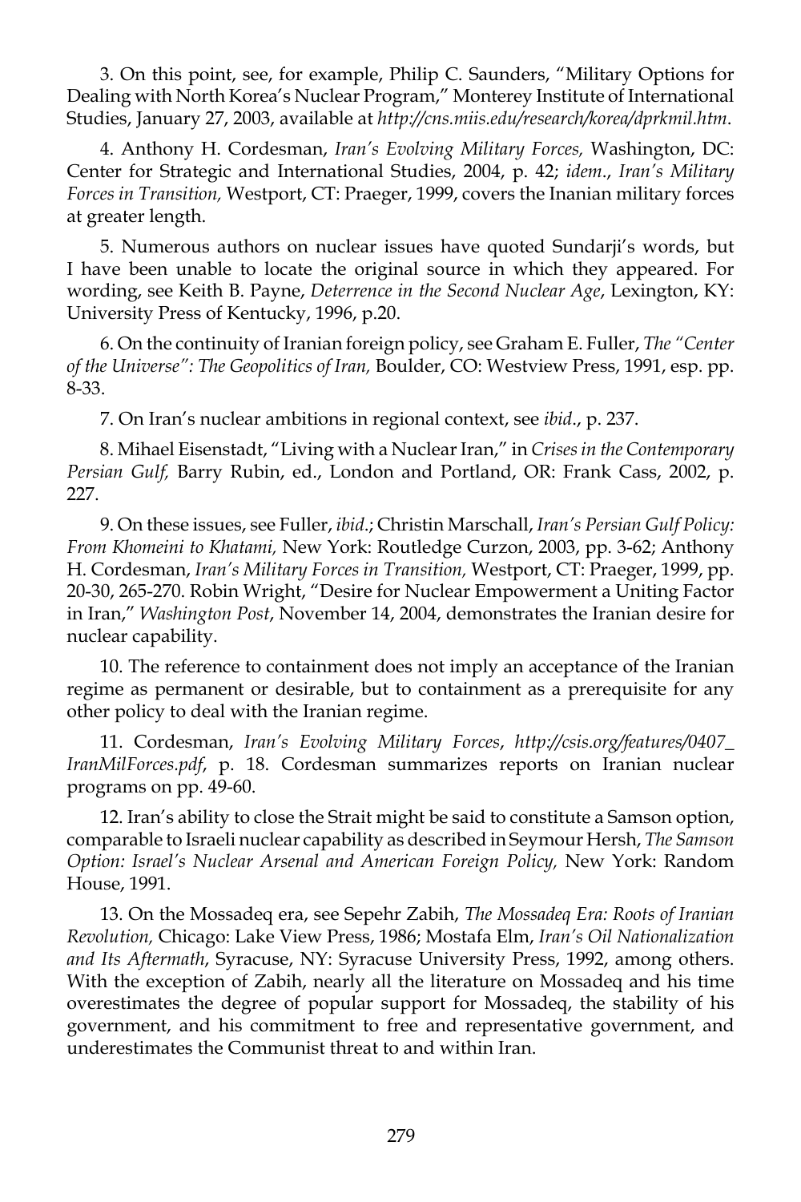3. On this point, see, for example, Philip C. Saunders, "Military Options for Dealing with North Korea's Nuclear Program," Monterey Institute of International Studies, January 27, 2003, available at *http://cns.miis.edu/research/korea/dprkmil.htm*.

4. Anthony H. Cordesman, *Iran's Evolving Military Forces,* Washington, DC: Center for Strategic and International Studies, 2004, p. 42; *idem*., *Iran's Military Forces in Transition,* Westport, CT: Praeger, 1999, covers the Inanian military forces at greater length.

5. Numerous authors on nuclear issues have quoted Sundarji's words, but I have been unable to locate the original source in which they appeared. For wording, see Keith B. Payne, *Deterrence in the Second Nuclear Age*, Lexington, KY: University Press of Kentucky, 1996, p.20.

6. On the continuity of Iranian foreign policy, see Graham E. Fuller, *The "Center of the Universe": The Geopolitics of Iran,* Boulder, CO: Westview Press, 1991, esp. pp. 8-33.

7. On Iran's nuclear ambitions in regional context, see *ibid*., p. 237.

8. Mihael Eisenstadt, "Living with a Nuclear Iran," in *Crises in the Contemporary Persian Gulf,* Barry Rubin, ed., London and Portland, OR: Frank Cass, 2002, p. 227.

9. On these issues, see Fuller, *ibid*.; Christin Marschall, *Iran's Persian Gulf Policy: From Khomeini to Khatami,* New York: Routledge Curzon, 2003, pp. 3-62; Anthony H. Cordesman, *Iran's Military Forces in Transition,* Westport, CT: Praeger, 1999, pp. 20-30, 265-270. Robin Wright, "Desire for Nuclear Empowerment a Uniting Factor in Iran," *Washington Post*, November 14, 2004, demonstrates the Iranian desire for nuclear capability.

10. The reference to containment does not imply an acceptance of the Iranian regime as permanent or desirable, but to containment as a prerequisite for any other policy to deal with the Iranian regime.

11. Cordesman, *Iran's Evolving Military Forces*, *http://csis.org/features/0407_IranMilForces.pdf*, p. 18. Cordesman summarizes reports on Iranian nuclear programs on pp. 49-60.

12. Iran's ability to close the Strait might be said to constitute a Samson option, comparable to Israeli nuclear capability as described in Seymour Hersh, *The Samson Option: Israel's Nuclear Arsenal and American Foreign Policy,* New York: Random House, 1991.

13. On the Mossadeq era, see Sepehr Zabih, *The Mossadeq Era: Roots of Iranian Revolution,* Chicago: Lake View Press, 1986; Mostafa Elm, *Iran's Oil Nationalization and Its Aftermath*, Syracuse, NY: Syracuse University Press, 1992, among others. With the exception of Zabih, nearly all the literature on Mossadeq and his time overestimates the degree of popular support for Mossadeq, the stability of his government, and his commitment to free and representative government, and underestimates the Communist threat to and within Iran.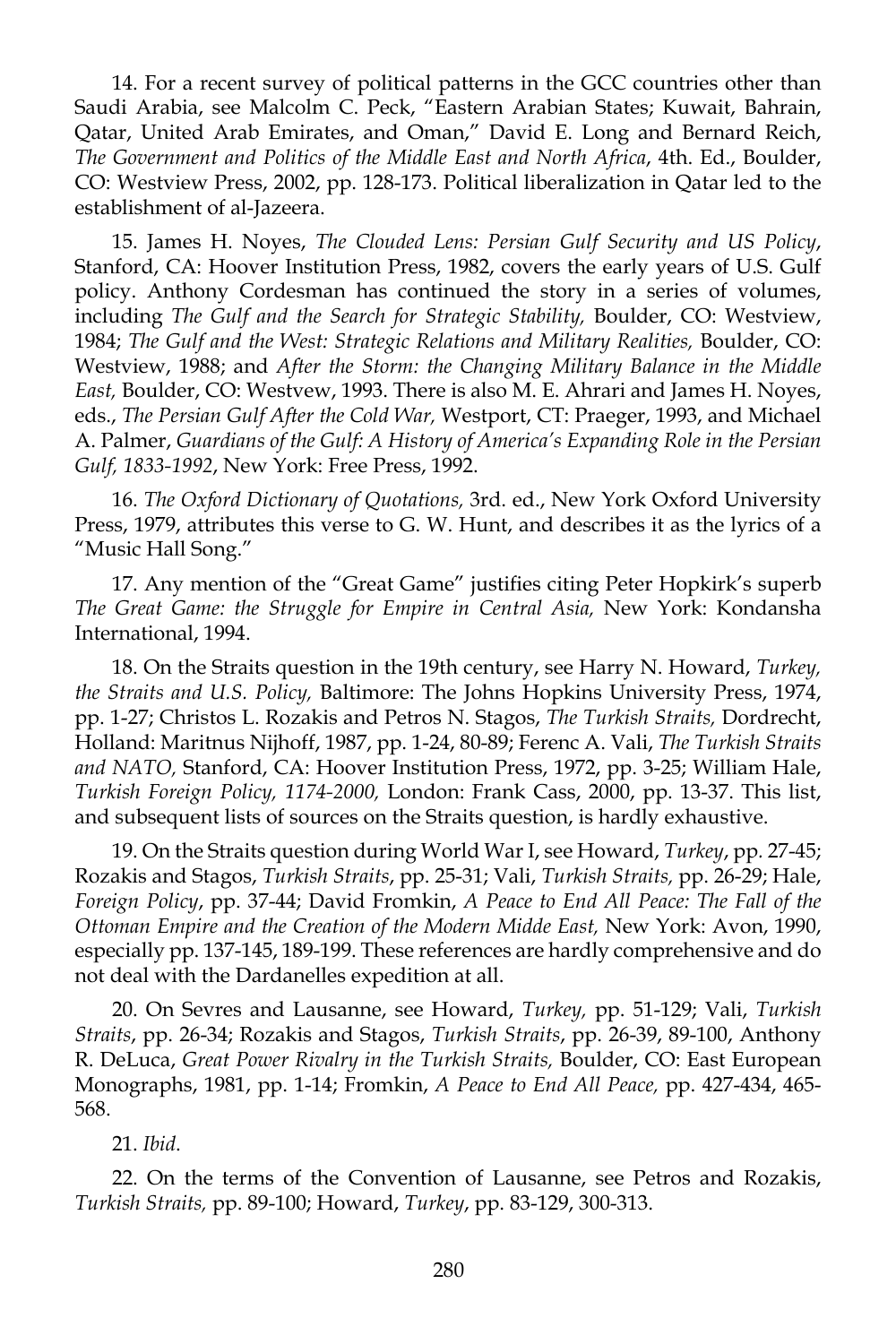14. For a recent survey of political patterns in the GCC countries other than Saudi Arabia, see Malcolm C. Peck, "Eastern Arabian States; Kuwait, Bahrain, Qatar, United Arab Emirates, and Oman," David E. Long and Bernard Reich, *The Government and Politics of the Middle East and North Africa*, 4th. Ed., Boulder, CO: Westview Press, 2002, pp. 128-173. Political liberalization in Qatar led to the establishment of al-Jazeera.

15. James H. Noyes, *The Clouded Lens: Persian Gulf Security and US Policy*, Stanford, CA: Hoover Institution Press, 1982, covers the early years of U.S. Gulf policy. Anthony Cordesman has continued the story in a series of volumes, including *The Gulf and the Search for Strategic Stability,* Boulder, CO: Westview, 1984; *The Gulf and the West: Strategic Relations and Military Realities,* Boulder, CO: Westview, 1988; and *After the Storm: the Changing Military Balance in the Middle East,* Boulder, CO: Westvew, 1993. There is also M. E. Ahrari and James H. Noyes, eds., *The Persian Gulf After the Cold War,* Westport, CT: Praeger, 1993, and Michael A. Palmer, *Guardians of the Gulf: A History of America's Expanding Role in the Persian Gulf, 1833-1992*, New York: Free Press, 1992.

16. *The Oxford Dictionary of Quotations,* 3rd. ed., New York Oxford University Press, 1979, attributes this verse to G. W. Hunt, and describes it as the lyrics of a "Music Hall Song."

17. Any mention of the "Great Game" justifies citing Peter Hopkirk's superb *The Great Game: the Struggle for Empire in Central Asia,* New York: Kondansha International, 1994.

18. On the Straits question in the 19th century, see Harry N. Howard, *Turkey, the Straits and U.S. Policy,* Baltimore: The Johns Hopkins University Press, 1974, pp. 1-27; Christos L. Rozakis and Petros N. Stagos, *The Turkish Straits,* Dordrecht, Holland: Maritnus Nijhoff, 1987, pp. 1-24, 80-89; Ferenc A. Vali, *The Turkish Straits and NATO,* Stanford, CA: Hoover Institution Press, 1972, pp. 3-25; William Hale, *Turkish Foreign Policy, 1174-2000,* London: Frank Cass, 2000, pp. 13-37. This list, and subsequent lists of sources on the Straits question, is hardly exhaustive.

19. On the Straits question during World War I, see Howard, *Turkey*, pp. 27-45; Rozakis and Stagos, *Turkish Straits*, pp. 25-31; Vali, *Turkish Straits,* pp. 26-29; Hale, *Foreign Policy*, pp. 37-44; David Fromkin, *A Peace to End All Peace: The Fall of the Ottoman Empire and the Creation of the Modern Midde East,* New York: Avon, 1990, especially pp. 137-145, 189-199. These references are hardly comprehensive and do not deal with the Dardanelles expedition at all.

20. On Sevres and Lausanne, see Howard, *Turkey,* pp. 51-129; Vali, *Turkish Straits*, pp. 26-34; Rozakis and Stagos, *Turkish Straits*, pp. 26-39, 89-100, Anthony R. DeLuca, *Great Power Rivalry in the Turkish Straits,* Boulder, CO: East European Monographs, 1981, pp. 1-14; Fromkin, *A Peace to End All Peace,* pp. 427-434, 465-568.

21. *Ibid*.

22. On the terms of the Convention of Lausanne, see Petros and Rozakis, *Turkish Straits,* pp. 89-100; Howard, *Turkey*, pp. 83-129, 300-313.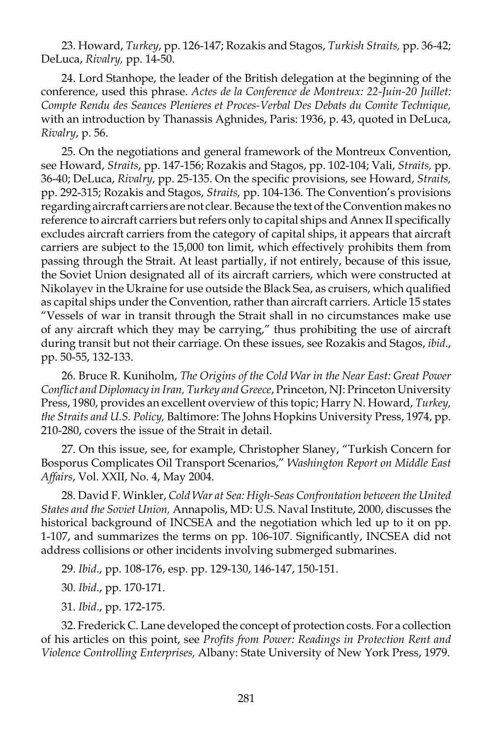23. Howard, *Turkey*, pp. 126-147; Rozakis and Stagos, *Turkish Straits,* pp. 36-42; DeLuca, *Rivalry,* pp. 14-50.

24. Lord Stanhope, the leader of the British delegation at the beginning of the conference, used this phrase. *Actes de la Conference de Montreux: 22-Juin-20 Juillet: Compte Rendu des Seances Plenieres et Proces-Verbal Des Debats du Comite Technique,* with an introduction by Thanassis Aghnides, Paris: 1936, p. 43, quoted in DeLuca, *Rivalry*, p. 56.

25. On the negotiations and general framework of the Montreux Convention, see Howard, *Straits*, pp. 147-156; Rozakis and Stagos, pp. 102-104; Vali, *Straits,* pp. 36-40; DeLuca, *Rivalry*, pp. 25-135. On the specific provisions, see Howard, *Straits,* pp. 292-315; Rozakis and Stagos, *Straits,* pp. 104-136. The Convention's provisions regarding aircraft carriers are not clear. Because the text of the Convention makes no reference to aircraft carriers but refers only to capital ships and Annex II specifically excludes aircraft carriers from the category of capital ships, it appears that aircraft carriers are subject to the 15,000 ton limit, which effectively prohibits them from passing through the Strait. At least partially, if not entirely, because of this issue, the Soviet Union designated all of its aircraft carriers, which were constructed at Nikolayev in the Ukraine for use outside the Black Sea, as cruisers, which qualified as capital ships under the Convention, rather than aircraft carriers. Article 15 states "Vessels of war in transit through the Strait shall in no circumstances make use of any aircraft which they may be carrying," thus prohibiting the use of aircraft during transit but not their carriage. On these issues, see Rozakis and Stagos, *ibid*., pp. 50-55, 132-133.

26. Bruce R. Kuniholm, *The Origins of the Cold War in the Near East: Great Power Conflict and Diplomacy in Iran, Turkey and Greece*, Princeton, NJ: Princeton University Press, 1980, provides an excellent overview of this topic; Harry N. Howard, *Turkey, the Straits and U.S. Policy,* Baltimore: The Johns Hopkins University Press, 1974, pp. 210-280, covers the issue of the Strait in detail.

27. On this issue, see, for example, Christopher Slaney, "Turkish Concern for Bosporus Complicates Oil Transport Scenarios," *Washington Report on Middle East Affairs*, Vol. XXII, No. 4, May 2004.

28. David F. Winkler, *Cold War at Sea: High-Seas Confrontation between the United States and the Soviet Union,* Annapolis, MD: U.S. Naval Institute, 2000, discusses the historical background of INCSEA and the negotiation which led up to it on pp. 1-107, and summarizes the terms on pp. 106-107. Significantly, INCSEA did not address collisions or other incidents involving submerged submarines.

29. *Ibid*., pp. 108-176, esp. pp. 129-130, 146-147, 150-151.

30. *Ibid*., pp. 170-171.

31. *Ibid*., pp. 172-175.

32. Frederick C. Lane developed the concept of protection costs. For a collection of his articles on this point, see *Profits from Power: Readings in Protection Rent and Violence Controlling Enterprises,* Albany: State University of New York Press, 1979.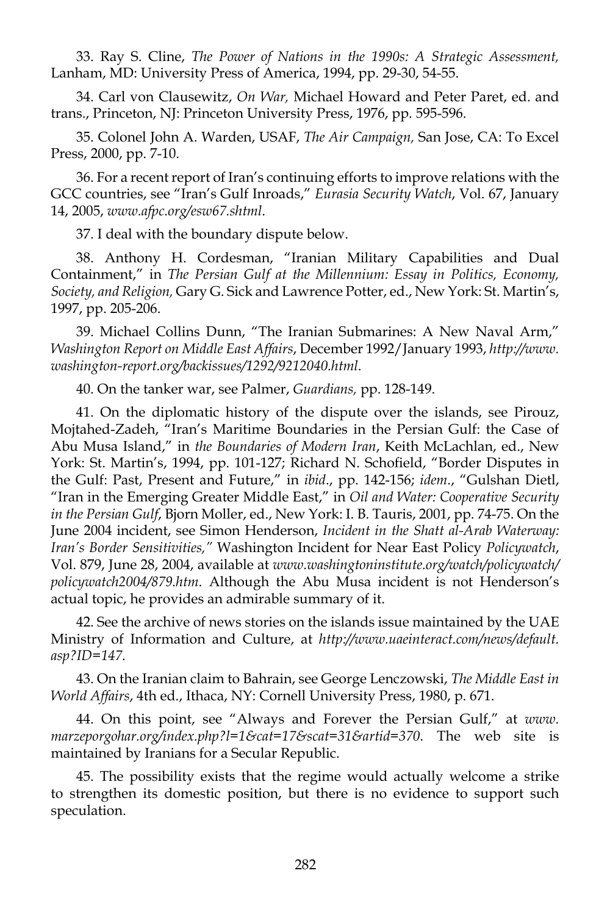33. Ray S. Cline, *The Power of Nations in the 1990s: A Strategic Assessment,* Lanham, MD: University Press of America, 1994, pp. 29-30, 54-55.

34. Carl von Clausewitz, *On War,* Michael Howard and Peter Paret, ed. and trans., Princeton, NJ: Princeton University Press, 1976, pp. 595-596.

35. Colonel John A. Warden, USAF, *The Air Campaign,* San Jose, CA: To Excel Press, 2000, pp. 7-10.

36. For a recent report of Iran's continuing efforts to improve relations with the GCC countries, see "Iran's Gulf Inroads," *Eurasia Security Watch*, Vol. 67, January 14, 2005, *www.afpc.org/esw67.shtml*.

37. I deal with the boundary dispute below.

38. Anthony H. Cordesman, "Iranian Military Capabilities and Dual Containment," in *The Persian Gulf at the Millennium: Essay in Politics, Economy, Society, and Religion,* Gary G. Sick and Lawrence Potter, ed., New York: St. Martin's, 1997, pp. 205-206.

39. Michael Collins Dunn, "The Iranian Submarines: A New Naval Arm," *Washington Report on Middle East Affairs*, December 1992/January 1993, *http://www.washington-report.org/backissues/1292/9212040.html*.

40. On the tanker war, see Palmer, *Guardians,* pp. 128-149.

41. On the diplomatic history of the dispute over the islands, see Pirouz, Mojtahed-Zadeh, "Iran's Maritime Boundaries in the Persian Gulf: the Case of Abu Musa Island," in *the Boundaries of Modern Iran*, Keith McLachlan, ed., New York: St. Martin's, 1994, pp. 101-127; Richard N. Schofield, "Border Disputes in the Gulf: Past, Present and Future," in *ibid*., pp. 142-156; *idem*., "Gulshan Dietl, "Iran in the Emerging Greater Middle East," in *Oil and Water: Cooperative Security in the Persian Gulf*, Bjorn Moller, ed., New York: I. B. Tauris, 2001, pp. 74-75. On the June 2004 incident, see Simon Henderson, *Incident in the Shatt al-Arab Waterway: Iran's Border Sensitivities,"* Washington Incident for Near East Policy *Policywatch*, Vol. 879, June 28, 2004, available at *www.washingtoninstitute.org/watch/policywatch/policywatch2004/879.htm*. Although the Abu Musa incident is not Henderson's actual topic, he provides an admirable summary of it.

42. See the archive of news stories on the islands issue maintained by the UAE Ministry of Information and Culture, at *http://www.uaeinteract.com/news/default.asp?ID=147*.

43. On the Iranian claim to Bahrain, see George Lenczowski, *The Middle East in World Affairs*, 4th ed., Ithaca, NY: Cornell University Press, 1980, p. 671.

44. On this point, see "Always and Forever the Persian Gulf," at *www.marzeporgohar.org/index.php?l=1&cat=17&scat=31&artid=370*. The web site is maintained by Iranians for a Secular Republic.

45. The possibility exists that the regime would actually welcome a strike to strengthen its domestic position, but there is no evidence to support such speculation.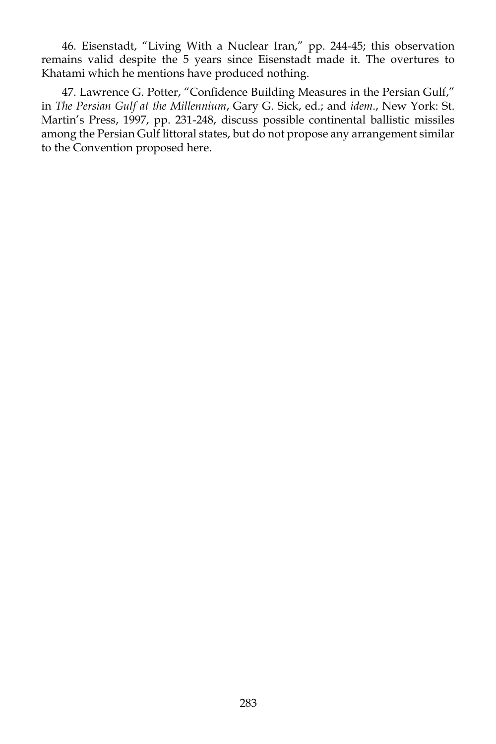46. Eisenstadt, "Living With a Nuclear Iran," pp. 244-45; this observation remains valid despite the 5 years since Eisenstadt made it. The overtures to Khatami which he mentions have produced nothing.

47. Lawrence G. Potter, "Confidence Building Measures in the Persian Gulf," in *The Persian Gulf at the Millennium*, Gary G. Sick, ed.; and *idem*., New York: St. Martin's Press, 1997, pp. 231-248, discuss possible continental ballistic missiles among the Persian Gulf littoral states, but do not propose any arrangement similar to the Convention proposed here.